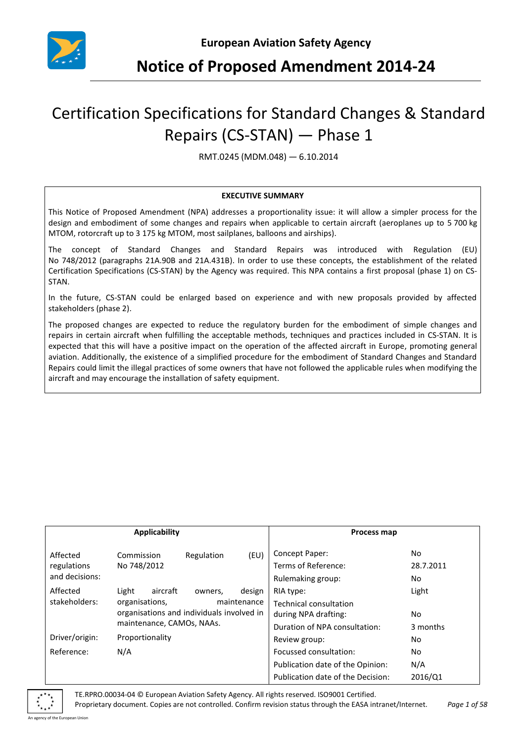**European Aviation Safety Agency**

# Notice of Proposed Amendment 2014-24

# Certification Specifications for Standard Changes & Standard Repairs (CS-STAN) — Phase 1

RMT.0245 (MDM.048) — 6.10.2014

**EXECUTIVE SUMMARY**

This Notice of Proposed Amendment (NPA) addresses a proportionality issue: it will allow a simpler process for the design and embodiment of some changes and repairs when applicable to certain aircraft (aeroplanes up to 5 700 kg MTOM, rotorcraft up to 3 175 kg MTOM, most sailplanes, balloons and airships).

The concept of Standard Changes and Standard Repairs was introduced with Regulation (EU) No 748/2012 (paragraphs 21A.90B and 21A.431B). In order to use these concepts, the establishment of the related Certification Specifications (CS-STAN) by the Agency was required. This NPA contains a first proposal (phase 1) on CS-STAN.

In the future, CS-STAN could be enlarged based on experience and with new proposals provided by affected stakeholders (phase 2).

The proposed changes are expected to reduce the regulatory burden for the embodiment of simple changes and repairs in certain aircraft when fulfilling the acceptable methods, techniques and practices included in CS-STAN. It is expected that this will have a positive impact on the operation of the affected aircraft in Europe, promoting general aviation. Additionally, the existence of a simplified procedure for the embodiment of Standard Changes and Standard Repairs could limit the illegal practices of some owners that have not followed the applicable rules when modifying the aircraft and may encourage the installation of safety equipment.

| **Applicability** | | **Process map** | |
|---|---|---|---|
| Affected regulations and decisions: | Commission Regulation (EU) No 748/2012 | Concept Paper: | No |
| | | Terms of Reference: | 28.7.2011 |
| | | Rulemaking group: | No |
| Affected stakeholders: | Light aircraft owners, design organisations, maintenance organisations and individuals involved in maintenance, CAMOs, NAAs. | RIA type: | Light |
| | | Technical consultation during NPA drafting: | No |
| | | Duration of NPA consultation: | 3 months |
| Driver/origin: | Proportionality | Review group: | No |
| Reference: | N/A | Focussed consultation: | No |
| | | Publication date of the Opinion: | N/A |
| | | Publication date of the Decision: | 2016/Q1 |

TE.RPRO.00034-04 © European Aviation Safety Agency. All rights reserved. ISO9001 Certified.
Proprietary document. Copies are not controlled. Confirm revision status through the EASA intranet/Internet.

An agency of the European Union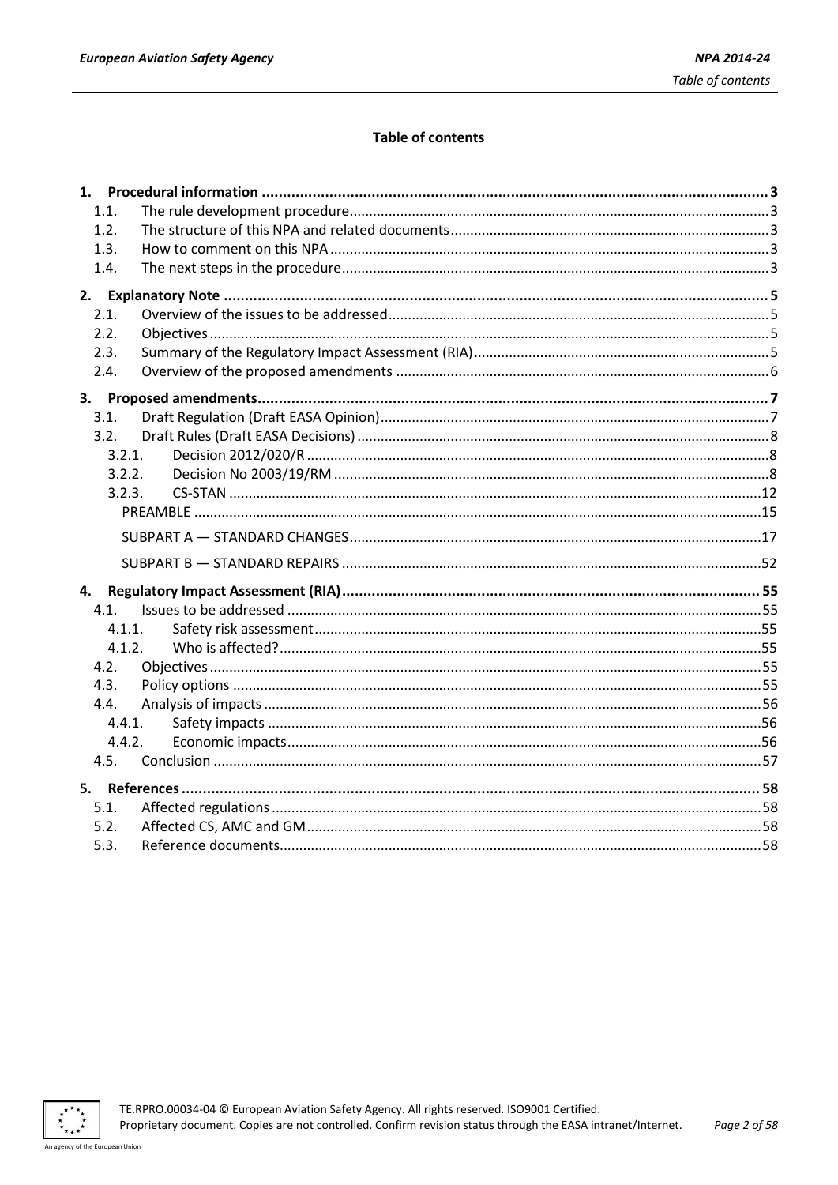## Table of contents

1. **Procedural information** ........ 3
   - 1.1. The rule development procedure ........ 3
   - 1.2. The structure of this NPA and related documents ........ 3
   - 1.3. How to comment on this NPA ........ 3
   - 1.4. The next steps in the procedure ........ 3
2. **Explanatory Note** ........ 5
   - 2.1. Overview of the issues to be addressed ........ 5
   - 2.2. Objectives ........ 5
   - 2.3. Summary of the Regulatory Impact Assessment (RIA) ........ 5
   - 2.4. Overview of the proposed amendments ........ 6
3. **Proposed amendments** ........ 7
   - 3.1. Draft Regulation (Draft EASA Opinion) ........ 7
   - 3.2. Draft Rules (Draft EASA Decisions) ........ 8
     - 3.2.1. Decision 2012/020/R ........ 8
     - 3.2.2. Decision No 2003/19/RM ........ 8
     - 3.2.3. CS-STAN ........ 12
       - PREAMBLE ........ 15
       - SUBPART A — STANDARD CHANGES ........ 17
       - SUBPART B — STANDARD REPAIRS ........ 52
4. **Regulatory Impact Assessment (RIA)** ........ 55
   - 4.1. Issues to be addressed ........ 55
     - 4.1.1. Safety risk assessment ........ 55
     - 4.1.2. Who is affected? ........ 55
   - 4.2. Objectives ........ 55
   - 4.3. Policy options ........ 55
   - 4.4. Analysis of impacts ........ 56
     - 4.4.1. Safety impacts ........ 56
     - 4.4.2. Economic impacts ........ 56
   - 4.5. Conclusion ........ 57
5. **References** ........ 58
   - 5.1. Affected regulations ........ 58
   - 5.2. Affected CS, AMC and GM ........ 58
   - 5.3. Reference documents ........ 58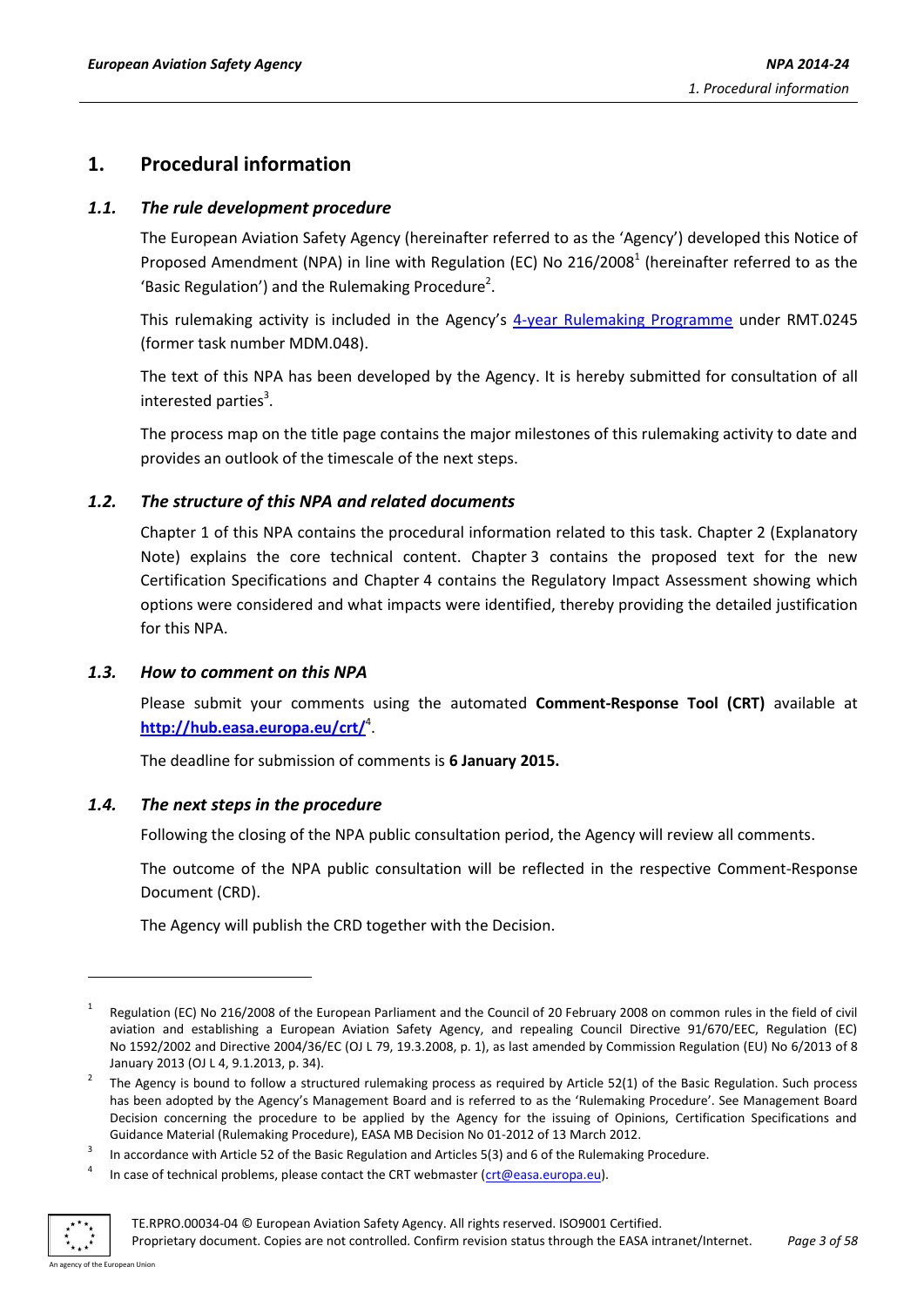# 1. Procedural information

## 1.1. The rule development procedure

The European Aviation Safety Agency (hereinafter referred to as the 'Agency') developed this Notice of Proposed Amendment (NPA) in line with Regulation (EC) No 216/2008[1] (hereinafter referred to as the 'Basic Regulation') and the Rulemaking Procedure[2].

This rulemaking activity is included in the Agency's [4-year Rulemaking Programme](4-year Rulemaking Programme) under RMT.0245 (former task number MDM.048).

The text of this NPA has been developed by the Agency. It is hereby submitted for consultation of all interested parties[3].

The process map on the title page contains the major milestones of this rulemaking activity to date and provides an outlook of the timescale of the next steps.

## 1.2. The structure of this NPA and related documents

Chapter 1 of this NPA contains the procedural information related to this task. Chapter 2 (Explanatory Note) explains the core technical content. Chapter 3 contains the proposed text for the new Certification Specifications and Chapter 4 contains the Regulatory Impact Assessment showing which options were considered and what impacts were identified, thereby providing the detailed justification for this NPA.

## 1.3. How to comment on this NPA

Please submit your comments using the automated **Comment-Response Tool (CRT)** available at **http://hub.easa.europa.eu/crt/**[4].

The deadline for submission of comments is **6 January 2015.**

## 1.4. The next steps in the procedure

Following the closing of the NPA public consultation period, the Agency will review all comments.

The outcome of the NPA public consultation will be reflected in the respective Comment-Response Document (CRD).

The Agency will publish the CRD together with the Decision.

---

[1] Regulation (EC) No 216/2008 of the European Parliament and the Council of 20 February 2008 on common rules in the field of civil aviation and establishing a European Aviation Safety Agency, and repealing Council Directive 91/670/EEC, Regulation (EC) No 1592/2002 and Directive 2004/36/EC (OJ L 79, 19.3.2008, p. 1), as last amended by Commission Regulation (EU) No 6/2013 of 8 January 2013 (OJ L 4, 9.1.2013, p. 34).

[2] The Agency is bound to follow a structured rulemaking process as required by Article 52(1) of the Basic Regulation. Such process has been adopted by the Agency's Management Board and is referred to as the 'Rulemaking Procedure'. See Management Board Decision concerning the procedure to be applied by the Agency for the issuing of Opinions, Certification Specifications and Guidance Material (Rulemaking Procedure), EASA MB Decision No 01-2012 of 13 March 2012.

[3] In accordance with Article 52 of the Basic Regulation and Articles 5(3) and 6 of the Rulemaking Procedure.

[4] In case of technical problems, please contact the CRT webmaster (crt@easa.europa.eu).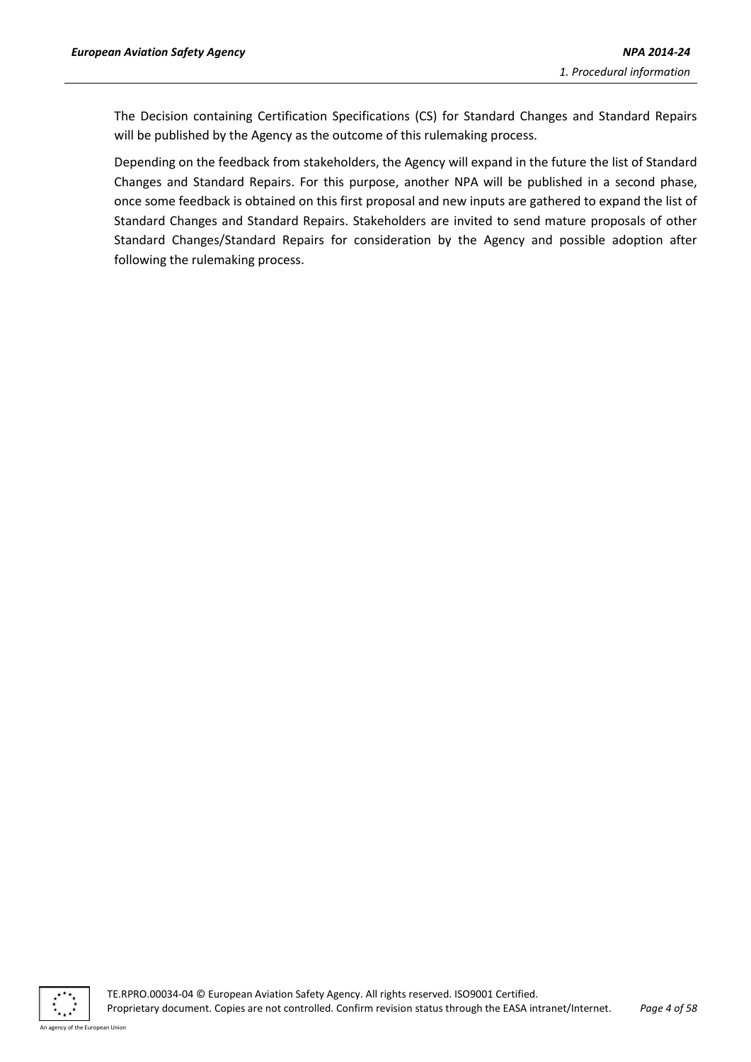The Decision containing Certification Specifications (CS) for Standard Changes and Standard Repairs will be published by the Agency as the outcome of this rulemaking process.

Depending on the feedback from stakeholders, the Agency will expand in the future the list of Standard Changes and Standard Repairs. For this purpose, another NPA will be published in a second phase, once some feedback is obtained on this first proposal and new inputs are gathered to expand the list of Standard Changes and Standard Repairs. Stakeholders are invited to send mature proposals of other Standard Changes/Standard Repairs for consideration by the Agency and possible adoption after following the rulemaking process.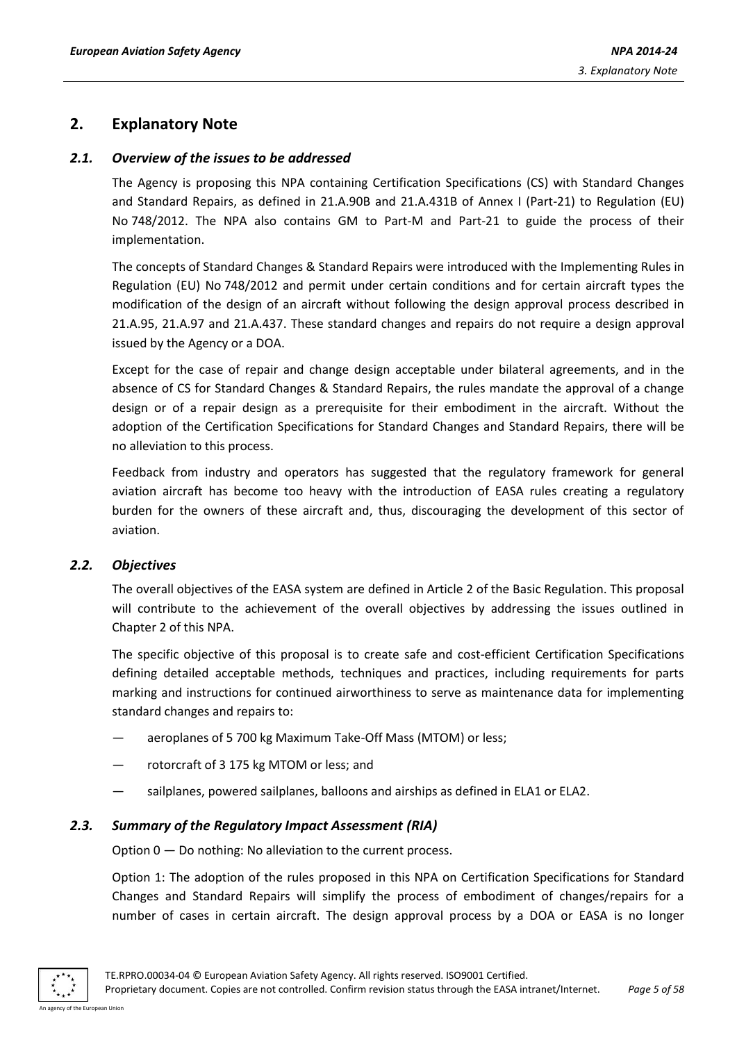## 2. Explanatory Note

### 2.1. Overview of the issues to be addressed

The Agency is proposing this NPA containing Certification Specifications (CS) with Standard Changes and Standard Repairs, as defined in 21.A.90B and 21.A.431B of Annex I (Part-21) to Regulation (EU) No 748/2012. The NPA also contains GM to Part-M and Part-21 to guide the process of their implementation.

The concepts of Standard Changes & Standard Repairs were introduced with the Implementing Rules in Regulation (EU) No 748/2012 and permit under certain conditions and for certain aircraft types the modification of the design of an aircraft without following the design approval process described in 21.A.95, 21.A.97 and 21.A.437. These standard changes and repairs do not require a design approval issued by the Agency or a DOA.

Except for the case of repair and change design acceptable under bilateral agreements, and in the absence of CS for Standard Changes & Standard Repairs, the rules mandate the approval of a change design or of a repair design as a prerequisite for their embodiment in the aircraft. Without the adoption of the Certification Specifications for Standard Changes and Standard Repairs, there will be no alleviation to this process.

Feedback from industry and operators has suggested that the regulatory framework for general aviation aircraft has become too heavy with the introduction of EASA rules creating a regulatory burden for the owners of these aircraft and, thus, discouraging the development of this sector of aviation.

### 2.2. Objectives

The overall objectives of the EASA system are defined in Article 2 of the Basic Regulation. This proposal will contribute to the achievement of the overall objectives by addressing the issues outlined in Chapter 2 of this NPA.

The specific objective of this proposal is to create safe and cost-efficient Certification Specifications defining detailed acceptable methods, techniques and practices, including requirements for parts marking and instructions for continued airworthiness to serve as maintenance data for implementing standard changes and repairs to:

— aeroplanes of 5 700 kg Maximum Take-Off Mass (MTOM) or less;

— rotorcraft of 3 175 kg MTOM or less; and

— sailplanes, powered sailplanes, balloons and airships as defined in ELA1 or ELA2.

### 2.3. Summary of the Regulatory Impact Assessment (RIA)

Option 0 — Do nothing: No alleviation to the current process.

Option 1: The adoption of the rules proposed in this NPA on Certification Specifications for Standard Changes and Standard Repairs will simplify the process of embodiment of changes/repairs for a number of cases in certain aircraft. The design approval process by a DOA or EASA is no longer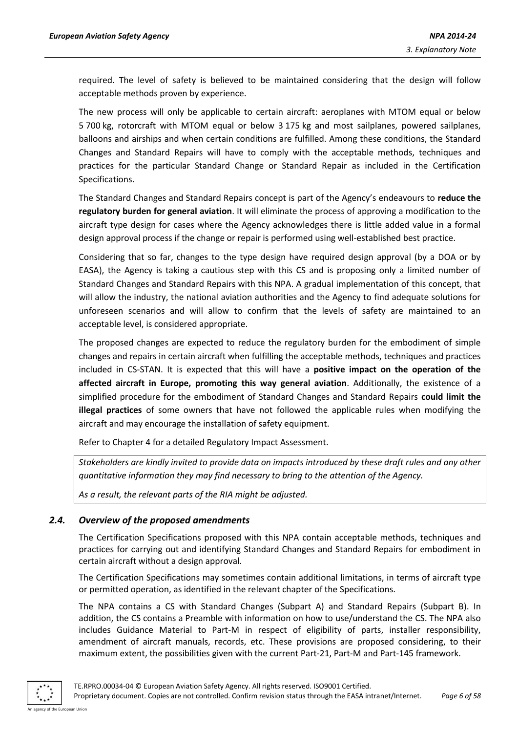required. The level of safety is believed to be maintained considering that the design will follow acceptable methods proven by experience.

The new process will only be applicable to certain aircraft: aeroplanes with MTOM equal or below 5 700 kg, rotorcraft with MTOM equal or below 3 175 kg and most sailplanes, powered sailplanes, balloons and airships and when certain conditions are fulfilled. Among these conditions, the Standard Changes and Standard Repairs will have to comply with the acceptable methods, techniques and practices for the particular Standard Change or Standard Repair as included in the Certification Specifications.

The Standard Changes and Standard Repairs concept is part of the Agency's endeavours to **reduce the regulatory burden for general aviation**. It will eliminate the process of approving a modification to the aircraft type design for cases where the Agency acknowledges there is little added value in a formal design approval process if the change or repair is performed using well-established best practice.

Considering that so far, changes to the type design have required design approval (by a DOA or by EASA), the Agency is taking a cautious step with this CS and is proposing only a limited number of Standard Changes and Standard Repairs with this NPA. A gradual implementation of this concept, that will allow the industry, the national aviation authorities and the Agency to find adequate solutions for unforeseen scenarios and will allow to confirm that the levels of safety are maintained to an acceptable level, is considered appropriate.

The proposed changes are expected to reduce the regulatory burden for the embodiment of simple changes and repairs in certain aircraft when fulfilling the acceptable methods, techniques and practices included in CS-STAN. It is expected that this will have a **positive impact on the operation of the affected aircraft in Europe, promoting this way general aviation**. Additionally, the existence of a simplified procedure for the embodiment of Standard Changes and Standard Repairs **could limit the illegal practices** of some owners that have not followed the applicable rules when modifying the aircraft and may encourage the installation of safety equipment.

Refer to Chapter 4 for a detailed Regulatory Impact Assessment.

*Stakeholders are kindly invited to provide data on impacts introduced by these draft rules and any other quantitative information they may find necessary to bring to the attention of the Agency.*

*As a result, the relevant parts of the RIA might be adjusted.*

### *2.4. Overview of the proposed amendments*

The Certification Specifications proposed with this NPA contain acceptable methods, techniques and practices for carrying out and identifying Standard Changes and Standard Repairs for embodiment in certain aircraft without a design approval.

The Certification Specifications may sometimes contain additional limitations, in terms of aircraft type or permitted operation, as identified in the relevant chapter of the Specifications.

The NPA contains a CS with Standard Changes (Subpart A) and Standard Repairs (Subpart B). In addition, the CS contains a Preamble with information on how to use/understand the CS. The NPA also includes Guidance Material to Part-M in respect of eligibility of parts, installer responsibility, amendment of aircraft manuals, records, etc. These provisions are proposed considering, to their maximum extent, the possibilities given with the current Part-21, Part-M and Part-145 framework.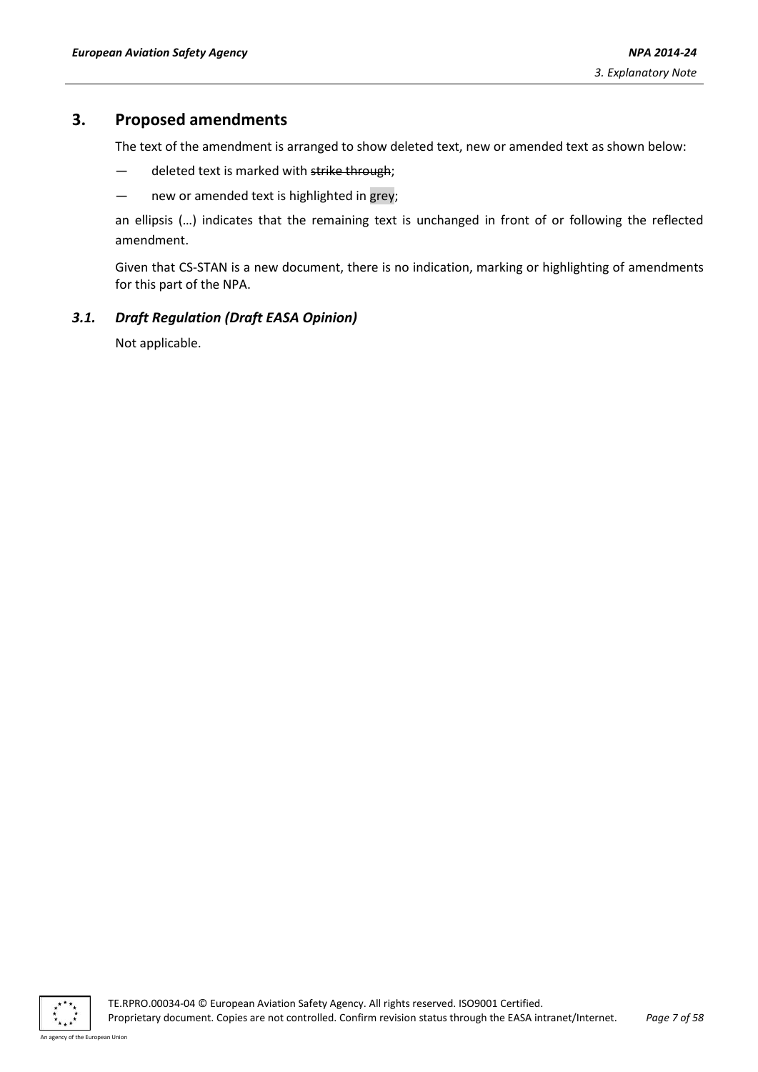## 3. Proposed amendments

The text of the amendment is arranged to show deleted text, new or amended text as shown below:

— deleted text is marked with ~~strike through~~;

— new or amended text is highlighted in grey;

an ellipsis (…) indicates that the remaining text is unchanged in front of or following the reflected amendment.

Given that CS-STAN is a new document, there is no indication, marking or highlighting of amendments for this part of the NPA.

### *3.1. Draft Regulation (Draft EASA Opinion)*

Not applicable.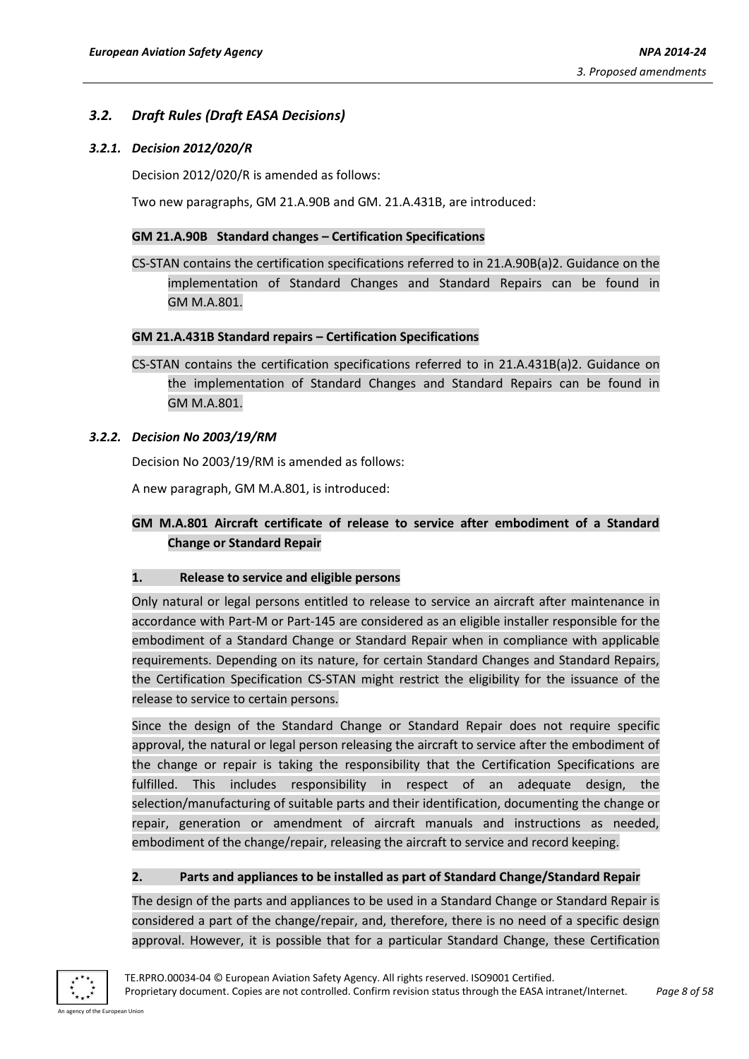## *3.2. Draft Rules (Draft EASA Decisions)*

### *3.2.1. Decision 2012/020/R*

Decision 2012/020/R is amended as follows:

Two new paragraphs, GM 21.A.90B and GM. 21.A.431B, are introduced:

**GM 21.A.90B Standard changes – Certification Specifications**

CS-STAN contains the certification specifications referred to in 21.A.90B(a)2. Guidance on the implementation of Standard Changes and Standard Repairs can be found in GM M.A.801.

**GM 21.A.431B Standard repairs – Certification Specifications**

CS-STAN contains the certification specifications referred to in 21.A.431B(a)2. Guidance on the implementation of Standard Changes and Standard Repairs can be found in GM M.A.801.

### *3.2.2. Decision No 2003/19/RM*

Decision No 2003/19/RM is amended as follows:

A new paragraph, GM M.A.801, is introduced:

**GM M.A.801 Aircraft certificate of release to service after embodiment of a Standard Change or Standard Repair**

**1. Release to service and eligible persons**

Only natural or legal persons entitled to release to service an aircraft after maintenance in accordance with Part-M or Part-145 are considered as an eligible installer responsible for the embodiment of a Standard Change or Standard Repair when in compliance with applicable requirements. Depending on its nature, for certain Standard Changes and Standard Repairs, the Certification Specification CS-STAN might restrict the eligibility for the issuance of the release to service to certain persons.

Since the design of the Standard Change or Standard Repair does not require specific approval, the natural or legal person releasing the aircraft to service after the embodiment of the change or repair is taking the responsibility that the Certification Specifications are fulfilled. This includes responsibility in respect of an adequate design, the selection/manufacturing of suitable parts and their identification, documenting the change or repair, generation or amendment of aircraft manuals and instructions as needed, embodiment of the change/repair, releasing the aircraft to service and record keeping.

**2. Parts and appliances to be installed as part of Standard Change/Standard Repair**

The design of the parts and appliances to be used in a Standard Change or Standard Repair is considered a part of the change/repair, and, therefore, there is no need of a specific design approval. However, it is possible that for a particular Standard Change, these Certification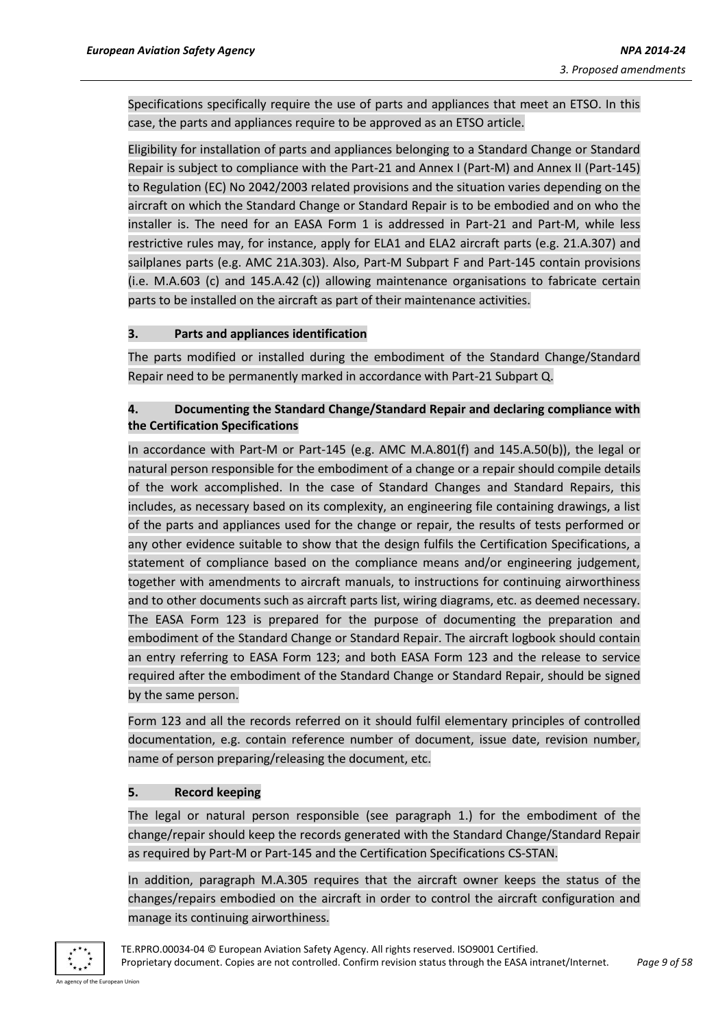Specifications specifically require the use of parts and appliances that meet an ETSO. In this case, the parts and appliances require to be approved as an ETSO article.

Eligibility for installation of parts and appliances belonging to a Standard Change or Standard Repair is subject to compliance with the Part-21 and Annex I (Part-M) and Annex II (Part-145) to Regulation (EC) No 2042/2003 related provisions and the situation varies depending on the aircraft on which the Standard Change or Standard Repair is to be embodied and on who the installer is. The need for an EASA Form 1 is addressed in Part-21 and Part-M, while less restrictive rules may, for instance, apply for ELA1 and ELA2 aircraft parts (e.g. 21.A.307) and sailplanes parts (e.g. AMC 21A.303). Also, Part-M Subpart F and Part-145 contain provisions (i.e. M.A.603 (c) and 145.A.42 (c)) allowing maintenance organisations to fabricate certain parts to be installed on the aircraft as part of their maintenance activities.

**3. Parts and appliances identification**

The parts modified or installed during the embodiment of the Standard Change/Standard Repair need to be permanently marked in accordance with Part-21 Subpart Q.

**4. Documenting the Standard Change/Standard Repair and declaring compliance with the Certification Specifications**

In accordance with Part-M or Part-145 (e.g. AMC M.A.801(f) and 145.A.50(b)), the legal or natural person responsible for the embodiment of a change or a repair should compile details of the work accomplished. In the case of Standard Changes and Standard Repairs, this includes, as necessary based on its complexity, an engineering file containing drawings, a list of the parts and appliances used for the change or repair, the results of tests performed or any other evidence suitable to show that the design fulfils the Certification Specifications, a statement of compliance based on the compliance means and/or engineering judgement, together with amendments to aircraft manuals, to instructions for continuing airworthiness and to other documents such as aircraft parts list, wiring diagrams, etc. as deemed necessary. The EASA Form 123 is prepared for the purpose of documenting the preparation and embodiment of the Standard Change or Standard Repair. The aircraft logbook should contain an entry referring to EASA Form 123; and both EASA Form 123 and the release to service required after the embodiment of the Standard Change or Standard Repair, should be signed by the same person.

Form 123 and all the records referred on it should fulfil elementary principles of controlled documentation, e.g. contain reference number of document, issue date, revision number, name of person preparing/releasing the document, etc.

**5. Record keeping**

The legal or natural person responsible (see paragraph 1.) for the embodiment of the change/repair should keep the records generated with the Standard Change/Standard Repair as required by Part-M or Part-145 and the Certification Specifications CS-STAN.

In addition, paragraph M.A.305 requires that the aircraft owner keeps the status of the changes/repairs embodied on the aircraft in order to control the aircraft configuration and manage its continuing airworthiness.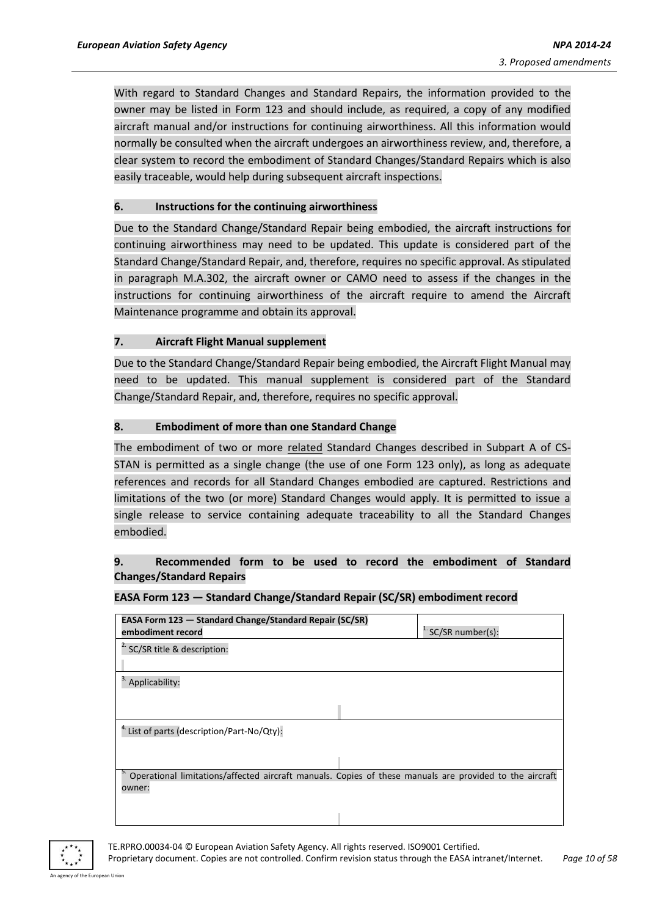With regard to Standard Changes and Standard Repairs, the information provided to the owner may be listed in Form 123 and should include, as required, a copy of any modified aircraft manual and/or instructions for continuing airworthiness. All this information would normally be consulted when the aircraft undergoes an airworthiness review, and, therefore, a clear system to record the embodiment of Standard Changes/Standard Repairs which is also easily traceable, would help during subsequent aircraft inspections.

**6. Instructions for the continuing airworthiness**

Due to the Standard Change/Standard Repair being embodied, the aircraft instructions for continuing airworthiness may need to be updated. This update is considered part of the Standard Change/Standard Repair, and, therefore, requires no specific approval. As stipulated in paragraph M.A.302, the aircraft owner or CAMO need to assess if the changes in the instructions for continuing airworthiness of the aircraft require to amend the Aircraft Maintenance programme and obtain its approval.

**7. Aircraft Flight Manual supplement**

Due to the Standard Change/Standard Repair being embodied, the Aircraft Flight Manual may need to be updated. This manual supplement is considered part of the Standard Change/Standard Repair, and, therefore, requires no specific approval.

**8. Embodiment of more than one Standard Change**

The embodiment of two or more related Standard Changes described in Subpart A of CS-STAN is permitted as a single change (the use of one Form 123 only), as long as adequate references and records for all Standard Changes embodied are captured. Restrictions and limitations of the two (or more) Standard Changes would apply. It is permitted to issue a single release to service containing adequate traceability to all the Standard Changes embodied.

**9. Recommended form to be used to record the embodiment of Standard Changes/Standard Repairs**

**EASA Form 123 — Standard Change/Standard Repair (SC/SR) embodiment record**

| **EASA Form 123 — Standard Change/Standard Repair (SC/SR) embodiment record** | 1. SC/SR number(s): |
|---|---|
| 2. SC/SR title & description: | |
| 3. Applicability: | |
| 4. List of parts (description/Part-No/Qty): | |
| 5. Operational limitations/affected aircraft manuals. Copies of these manuals are provided to the aircraft owner: | |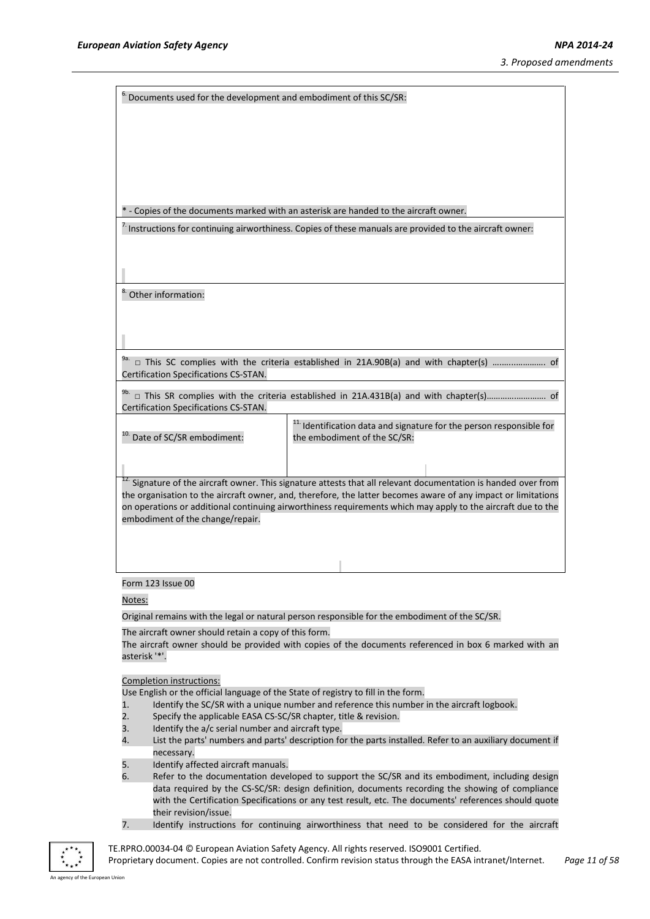| |
|---|
| [6.] Documents used for the development and embodiment of this SC/SR:<br><br><br><br><br><br><br>* - Copies of the documents marked with an asterisk are handed to the aircraft owner. |
| [7.] Instructions for continuing airworthiness. Copies of these manuals are provided to the aircraft owner: |
| [8.] Other information: |
| [9a.] □ This SC complies with the criteria established in 21A.90B(a) and with chapter(s) ……………….. of Certification Specifications CS-STAN. |
| [9b.] □ This SR complies with the criteria established in 21A.431B(a) and with chapter(s)……………………. of Certification Specifications CS-STAN. |

| | |
|---|---|
| [10.] Date of SC/SR embodiment: | [11.] Identification data and signature for the person responsible for the embodiment of the SC/SR: |

| |
|---|
| [12.] Signature of the aircraft owner. This signature attests that all relevant documentation is handed over from the organisation to the aircraft owner, and, therefore, the latter becomes aware of any impact or limitations on operations or additional continuing airworthiness requirements which may apply to the aircraft due to the embodiment of the change/repair. |

Form 123 Issue 00

Notes:

Original remains with the legal or natural person responsible for the embodiment of the SC/SR.

The aircraft owner should retain a copy of this form.
The aircraft owner should be provided with copies of the documents referenced in box 6 marked with an asterisk '*'.

Completion instructions:
Use English or the official language of the State of registry to fill in the form.

1. Identify the SC/SR with a unique number and reference this number in the aircraft logbook.
2. Specify the applicable EASA CS-SC/SR chapter, title & revision.
3. Identify the a/c serial number and aircraft type.
4. List the parts' numbers and parts' description for the parts installed. Refer to an auxiliary document if necessary.
5. Identify affected aircraft manuals.
6. Refer to the documentation developed to support the SC/SR and its embodiment, including design data required by the CS-SC/SR: design definition, documents recording the showing of compliance with the Certification Specifications or any test result, etc. The documents' references should quote their revision/issue.
7. Identify instructions for continuing airworthiness that need to be considered for the aircraft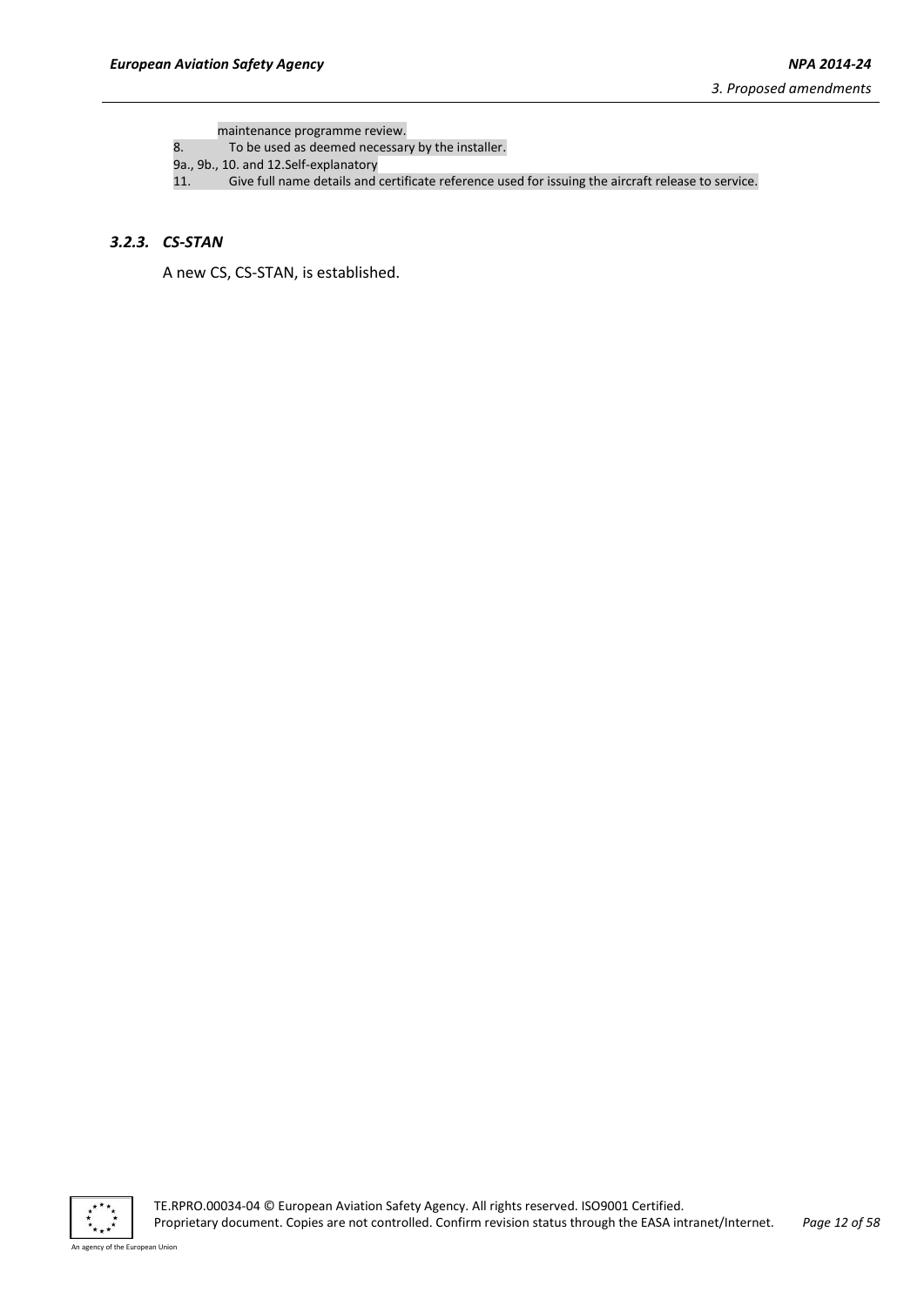maintenance programme review.

8. To be used as deemed necessary by the installer.

9a., 9b., 10. and 12.Self-explanatory

11. Give full name details and certificate reference used for issuing the aircraft release to service.

### *3.2.3. CS-STAN*

A new CS, CS-STAN, is established.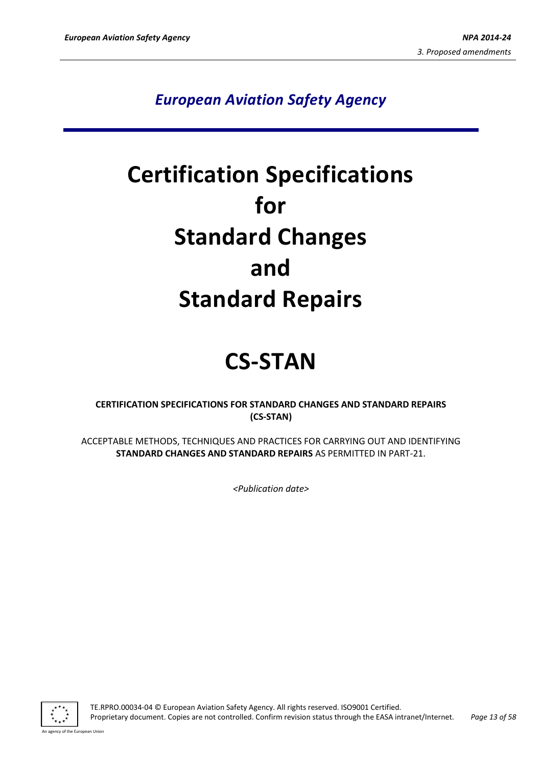*European Aviation Safety Agency*

# Certification Specifications for Standard Changes and Standard Repairs

# CS-STAN

**CERTIFICATION SPECIFICATIONS FOR STANDARD CHANGES AND STANDARD REPAIRS (CS-STAN)**

ACCEPTABLE METHODS, TECHNIQUES AND PRACTICES FOR CARRYING OUT AND IDENTIFYING **STANDARD CHANGES AND STANDARD REPAIRS** AS PERMITTED IN PART-21.

*<Publication date>*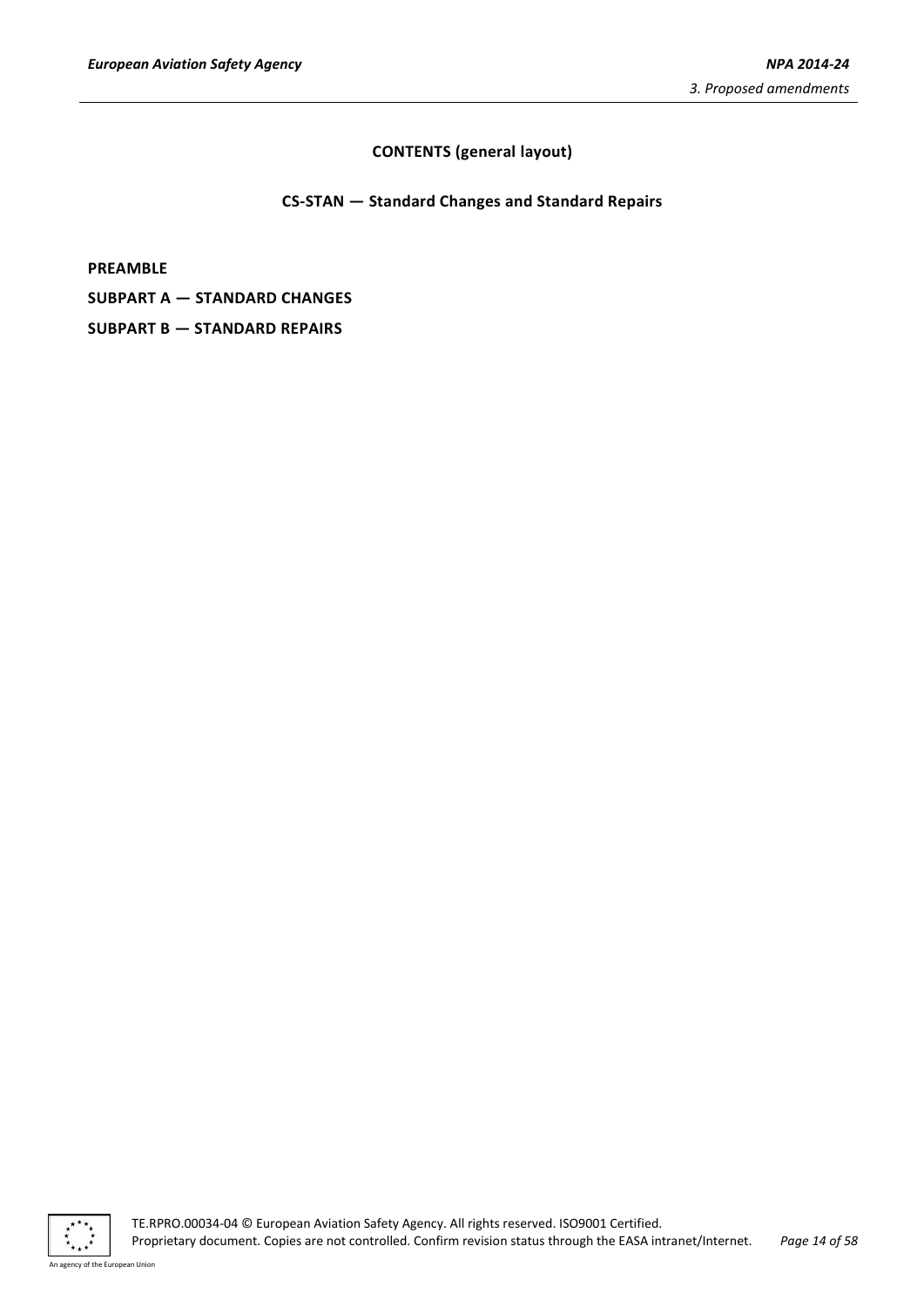## CONTENTS (general layout)

### CS-STAN — Standard Changes and Standard Repairs

**PREAMBLE**

**SUBPART A — STANDARD CHANGES**

**SUBPART B — STANDARD REPAIRS**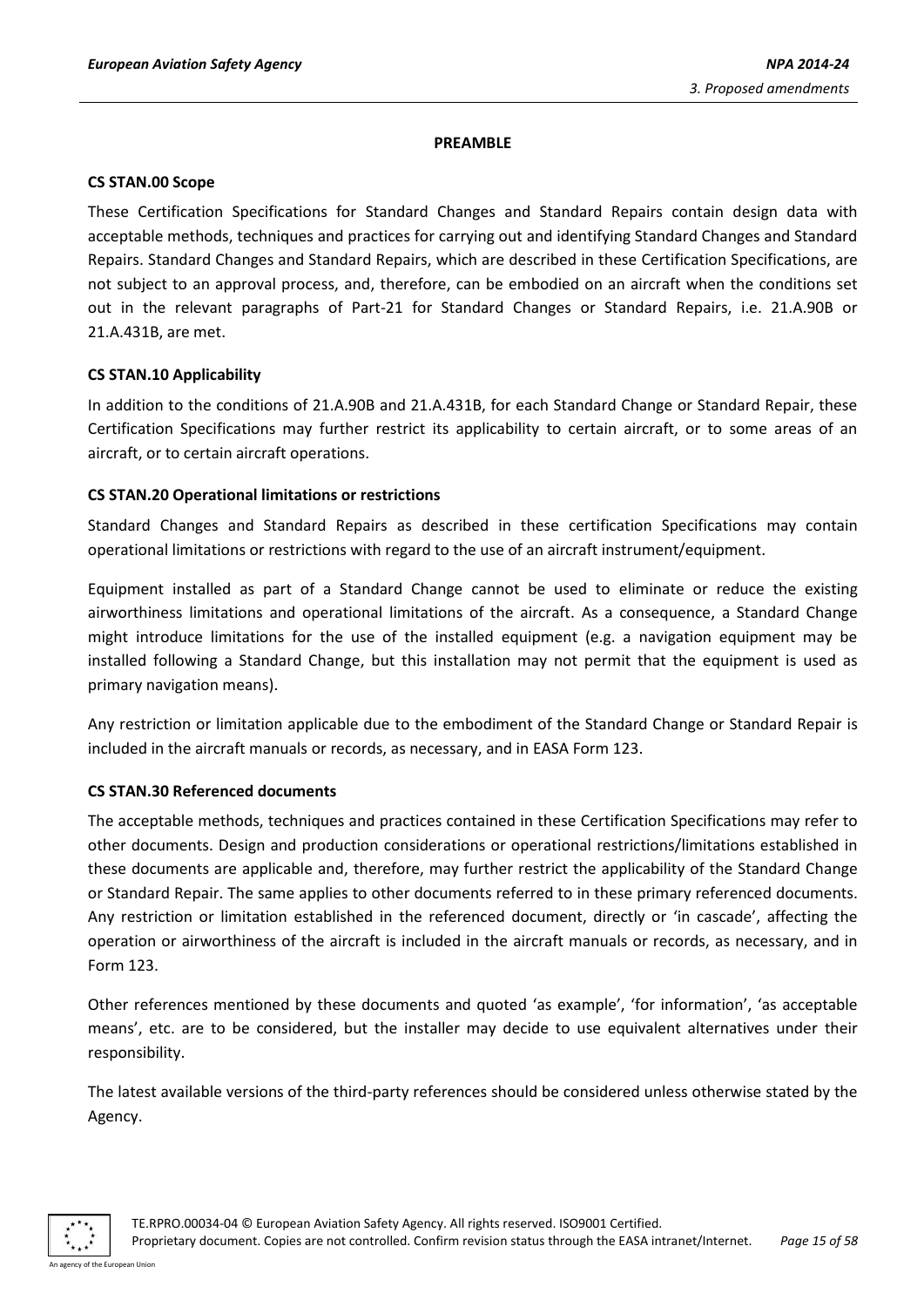**PREAMBLE**

**CS STAN.00 Scope**

These Certification Specifications for Standard Changes and Standard Repairs contain design data with acceptable methods, techniques and practices for carrying out and identifying Standard Changes and Standard Repairs. Standard Changes and Standard Repairs, which are described in these Certification Specifications, are not subject to an approval process, and, therefore, can be embodied on an aircraft when the conditions set out in the relevant paragraphs of Part-21 for Standard Changes or Standard Repairs, i.e. 21.A.90B or 21.A.431B, are met.

**CS STAN.10 Applicability**

In addition to the conditions of 21.A.90B and 21.A.431B, for each Standard Change or Standard Repair, these Certification Specifications may further restrict its applicability to certain aircraft, or to some areas of an aircraft, or to certain aircraft operations.

**CS STAN.20 Operational limitations or restrictions**

Standard Changes and Standard Repairs as described in these certification Specifications may contain operational limitations or restrictions with regard to the use of an aircraft instrument/equipment.

Equipment installed as part of a Standard Change cannot be used to eliminate or reduce the existing airworthiness limitations and operational limitations of the aircraft. As a consequence, a Standard Change might introduce limitations for the use of the installed equipment (e.g. a navigation equipment may be installed following a Standard Change, but this installation may not permit that the equipment is used as primary navigation means).

Any restriction or limitation applicable due to the embodiment of the Standard Change or Standard Repair is included in the aircraft manuals or records, as necessary, and in EASA Form 123.

**CS STAN.30 Referenced documents**

The acceptable methods, techniques and practices contained in these Certification Specifications may refer to other documents. Design and production considerations or operational restrictions/limitations established in these documents are applicable and, therefore, may further restrict the applicability of the Standard Change or Standard Repair. The same applies to other documents referred to in these primary referenced documents. Any restriction or limitation established in the referenced document, directly or 'in cascade', affecting the operation or airworthiness of the aircraft is included in the aircraft manuals or records, as necessary, and in Form 123.

Other references mentioned by these documents and quoted 'as example', 'for information', 'as acceptable means', etc. are to be considered, but the installer may decide to use equivalent alternatives under their responsibility.

The latest available versions of the third-party references should be considered unless otherwise stated by the Agency.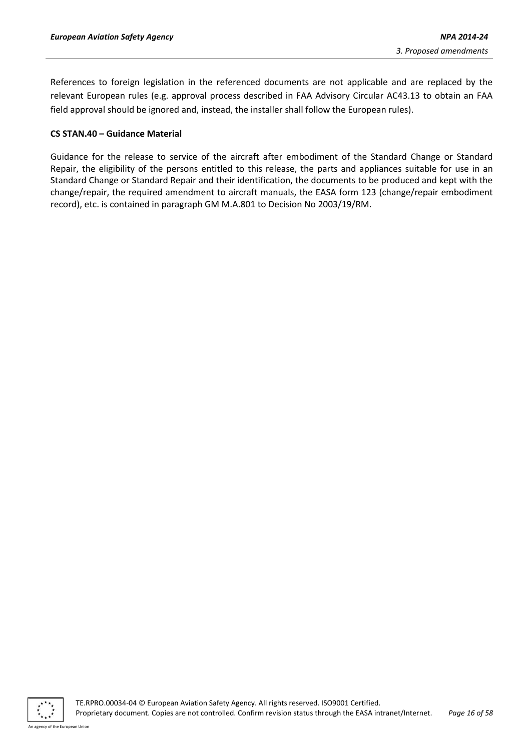References to foreign legislation in the referenced documents are not applicable and are replaced by the relevant European rules (e.g. approval process described in FAA Advisory Circular AC43.13 to obtain an FAA field approval should be ignored and, instead, the installer shall follow the European rules).

**CS STAN.40 – Guidance Material**

Guidance for the release to service of the aircraft after embodiment of the Standard Change or Standard Repair, the eligibility of the persons entitled to this release, the parts and appliances suitable for use in an Standard Change or Standard Repair and their identification, the documents to be produced and kept with the change/repair, the required amendment to aircraft manuals, the EASA form 123 (change/repair embodiment record), etc. is contained in paragraph GM M.A.801 to Decision No 2003/19/RM.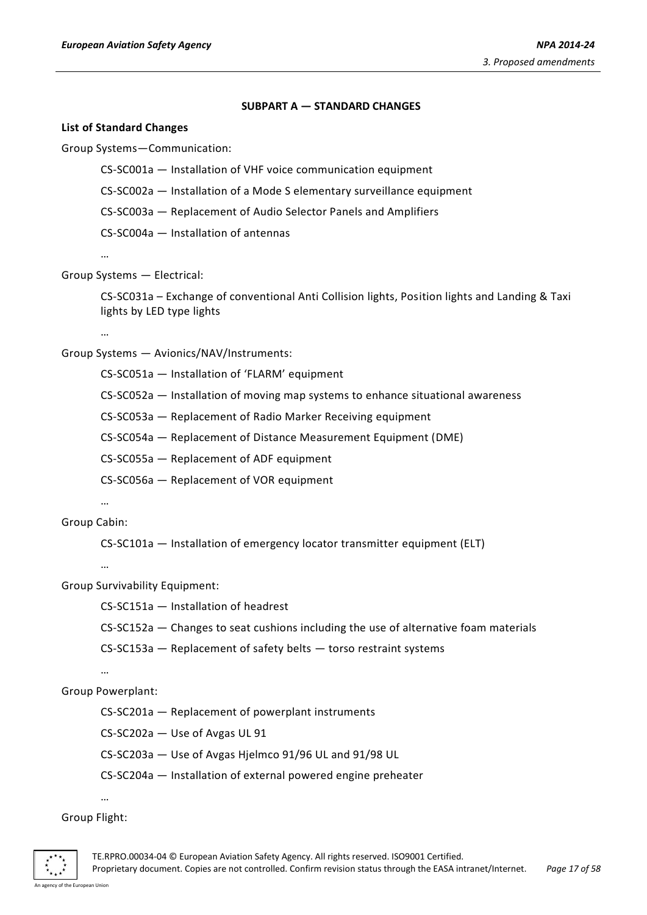## SUBPART A — STANDARD CHANGES

**List of Standard Changes**

Group Systems—Communication:

CS-SC001a — Installation of VHF voice communication equipment

CS-SC002a — Installation of a Mode S elementary surveillance equipment

CS-SC003a — Replacement of Audio Selector Panels and Amplifiers

CS-SC004a — Installation of antennas

…

Group Systems — Electrical:

CS-SC031a – Exchange of conventional Anti Collision lights, Position lights and Landing & Taxi lights by LED type lights

…

Group Systems — Avionics/NAV/Instruments:

CS-SC051a — Installation of 'FLARM' equipment

CS-SC052a — Installation of moving map systems to enhance situational awareness

CS-SC053a — Replacement of Radio Marker Receiving equipment

CS-SC054a — Replacement of Distance Measurement Equipment (DME)

CS-SC055a — Replacement of ADF equipment

CS-SC056a — Replacement of VOR equipment

…

Group Cabin:

CS-SC101a — Installation of emergency locator transmitter equipment (ELT)

…

Group Survivability Equipment:

CS-SC151a — Installation of headrest

CS-SC152a — Changes to seat cushions including the use of alternative foam materials

CS-SC153a — Replacement of safety belts — torso restraint systems

…

Group Powerplant:

CS-SC201a — Replacement of powerplant instruments

CS-SC202a — Use of Avgas UL 91

CS-SC203a — Use of Avgas Hjelmco 91/96 UL and 91/98 UL

CS-SC204a — Installation of external powered engine preheater

…

Group Flight: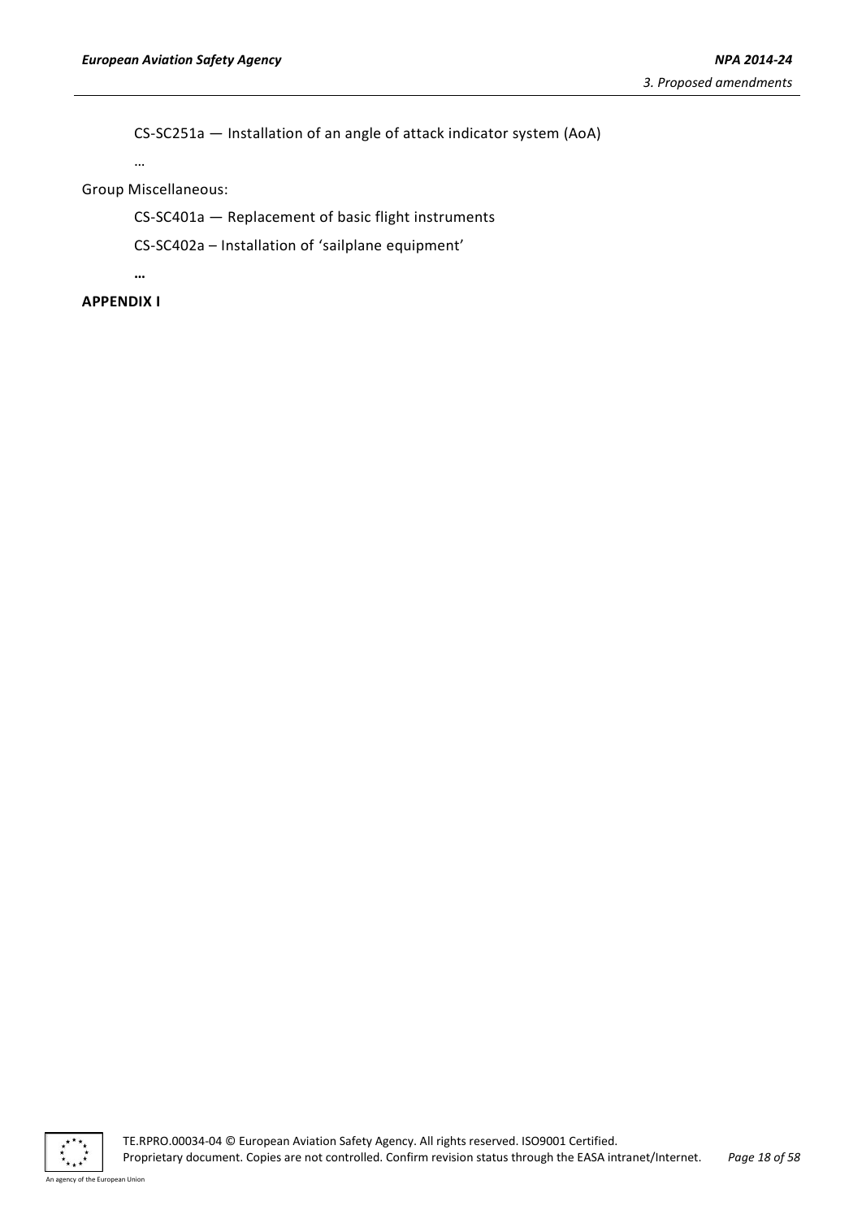CS-SC251a — Installation of an angle of attack indicator system (AoA)

…

Group Miscellaneous:

CS-SC401a — Replacement of basic flight instruments

CS-SC402a – Installation of 'sailplane equipment'

**…**

**APPENDIX I**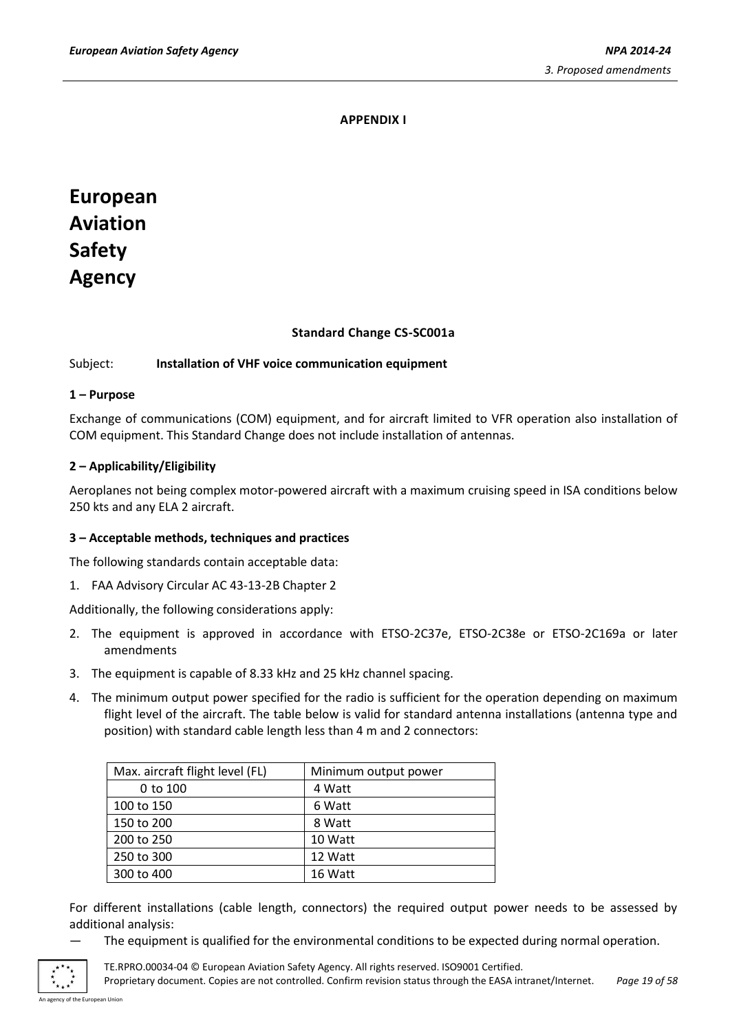**APPENDIX I**

# European Aviation Safety Agency

**Standard Change CS-SC001a**

Subject: **Installation of VHF voice communication equipment**

**1 – Purpose**

Exchange of communications (COM) equipment, and for aircraft limited to VFR operation also installation of COM equipment. This Standard Change does not include installation of antennas.

**2 – Applicability/Eligibility**

Aeroplanes not being complex motor-powered aircraft with a maximum cruising speed in ISA conditions below 250 kts and any ELA 2 aircraft.

**3 – Acceptable methods, techniques and practices**

The following standards contain acceptable data:

1. FAA Advisory Circular AC 43-13-2B Chapter 2

Additionally, the following considerations apply:

2. The equipment is approved in accordance with ETSO-2C37e, ETSO-2C38e or ETSO-2C169a or later amendments
3. The equipment is capable of 8.33 kHz and 25 kHz channel spacing.
4. The minimum output power specified for the radio is sufficient for the operation depending on maximum flight level of the aircraft. The table below is valid for standard antenna installations (antenna type and position) with standard cable length less than 4 m and 2 connectors:

| Max. aircraft flight level (FL) | Minimum output power |
|---|---|
| 0 to 100 | 4 Watt |
| 100 to 150 | 6 Watt |
| 150 to 200 | 8 Watt |
| 200 to 250 | 10 Watt |
| 250 to 300 | 12 Watt |
| 300 to 400 | 16 Watt |

For different installations (cable length, connectors) the required output power needs to be assessed by additional analysis:

— The equipment is qualified for the environmental conditions to be expected during normal operation.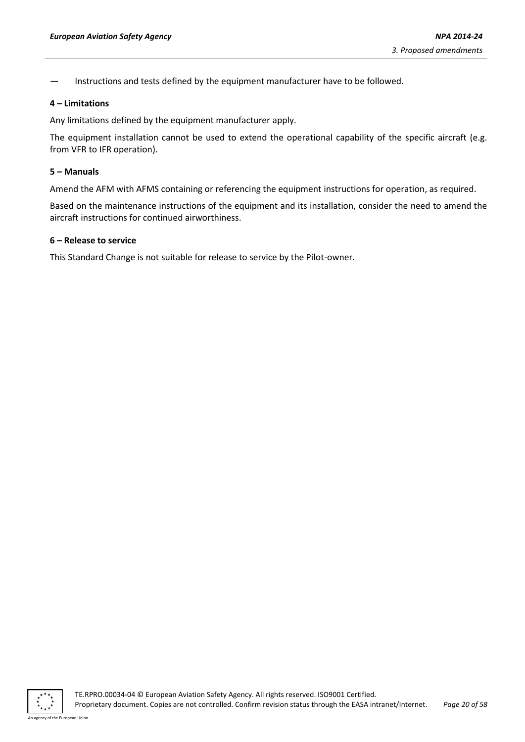— Instructions and tests defined by the equipment manufacturer have to be followed.

**4 – Limitations**

Any limitations defined by the equipment manufacturer apply.

The equipment installation cannot be used to extend the operational capability of the specific aircraft (e.g. from VFR to IFR operation).

**5 – Manuals**

Amend the AFM with AFMS containing or referencing the equipment instructions for operation, as required.

Based on the maintenance instructions of the equipment and its installation, consider the need to amend the aircraft instructions for continued airworthiness.

**6 – Release to service**

This Standard Change is not suitable for release to service by the Pilot-owner.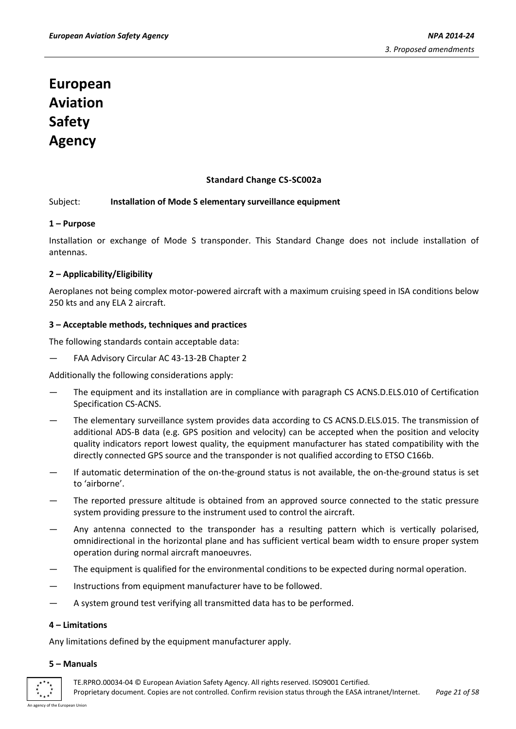# European Aviation Safety Agency

**Standard Change CS-SC002a**

Subject: **Installation of Mode S elementary surveillance equipment**

**1 – Purpose**

Installation or exchange of Mode S transponder. This Standard Change does not include installation of antennas.

**2 – Applicability/Eligibility**

Aeroplanes not being complex motor-powered aircraft with a maximum cruising speed in ISA conditions below 250 kts and any ELA 2 aircraft.

**3 – Acceptable methods, techniques and practices**

The following standards contain acceptable data:

— FAA Advisory Circular AC 43-13-2B Chapter 2

Additionally the following considerations apply:

— The equipment and its installation are in compliance with paragraph CS ACNS.D.ELS.010 of Certification Specification CS-ACNS.

— The elementary surveillance system provides data according to CS ACNS.D.ELS.015. The transmission of additional ADS-B data (e.g. GPS position and velocity) can be accepted when the position and velocity quality indicators report lowest quality, the equipment manufacturer has stated compatibility with the directly connected GPS source and the transponder is not qualified according to ETSO C166b.

— If automatic determination of the on-the-ground status is not available, the on-the-ground status is set to 'airborne'.

— The reported pressure altitude is obtained from an approved source connected to the static pressure system providing pressure to the instrument used to control the aircraft.

— Any antenna connected to the transponder has a resulting pattern which is vertically polarised, omnidirectional in the horizontal plane and has sufficient vertical beam width to ensure proper system operation during normal aircraft manoeuvres.

— The equipment is qualified for the environmental conditions to be expected during normal operation.

— Instructions from equipment manufacturer have to be followed.

— A system ground test verifying all transmitted data has to be performed.

**4 – Limitations**

Any limitations defined by the equipment manufacturer apply.

**5 – Manuals**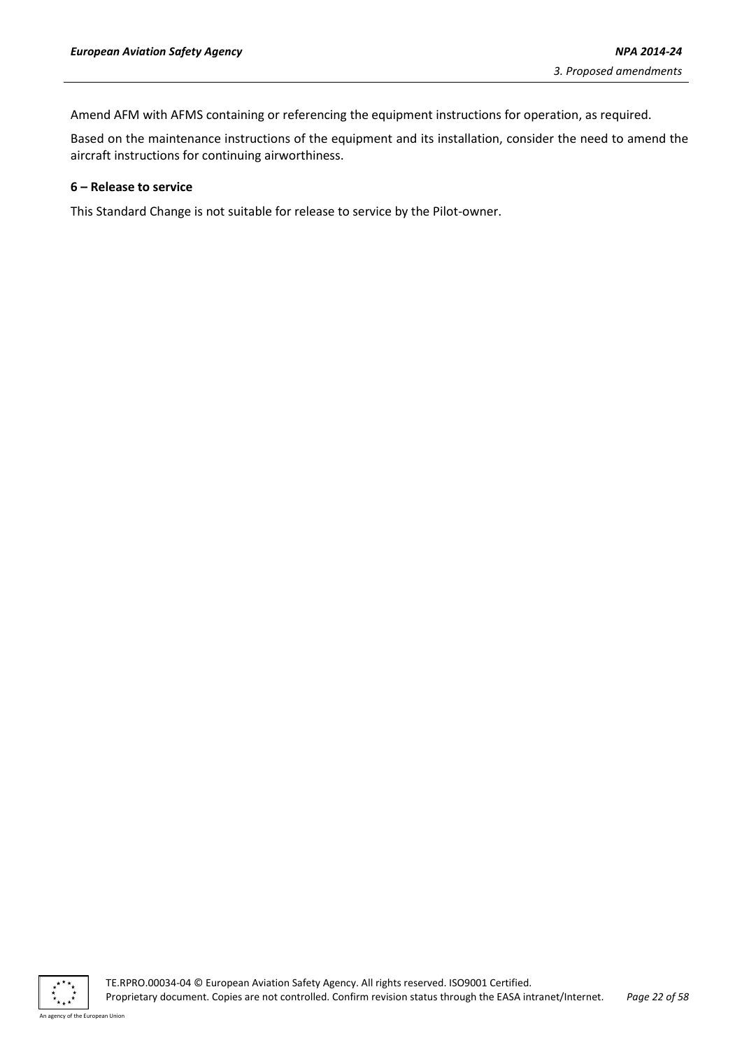Amend AFM with AFMS containing or referencing the equipment instructions for operation, as required.

Based on the maintenance instructions of the equipment and its installation, consider the need to amend the aircraft instructions for continuing airworthiness.

**6 – Release to service**

This Standard Change is not suitable for release to service by the Pilot-owner.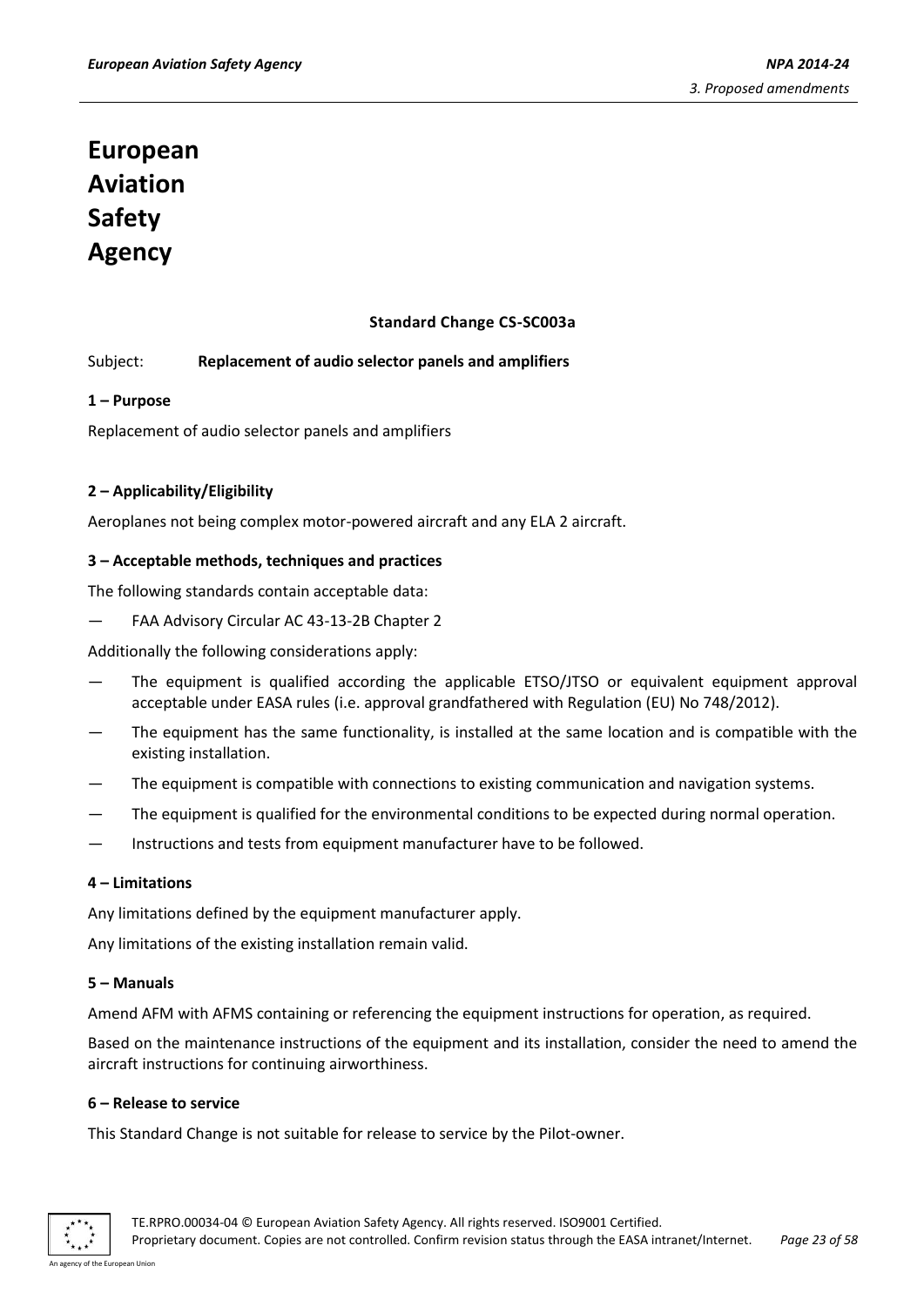# European Aviation Safety Agency

**Standard Change CS-SC003a**

Subject: **Replacement of audio selector panels and amplifiers**

**1 – Purpose**

Replacement of audio selector panels and amplifiers

**2 – Applicability/Eligibility**

Aeroplanes not being complex motor-powered aircraft and any ELA 2 aircraft.

**3 – Acceptable methods, techniques and practices**

The following standards contain acceptable data:

— FAA Advisory Circular AC 43-13-2B Chapter 2

Additionally the following considerations apply:

— The equipment is qualified according the applicable ETSO/JTSO or equivalent equipment approval acceptable under EASA rules (i.e. approval grandfathered with Regulation (EU) No 748/2012).

— The equipment has the same functionality, is installed at the same location and is compatible with the existing installation.

— The equipment is compatible with connections to existing communication and navigation systems.

— The equipment is qualified for the environmental conditions to be expected during normal operation.

— Instructions and tests from equipment manufacturer have to be followed.

**4 – Limitations**

Any limitations defined by the equipment manufacturer apply.

Any limitations of the existing installation remain valid.

**5 – Manuals**

Amend AFM with AFMS containing or referencing the equipment instructions for operation, as required.

Based on the maintenance instructions of the equipment and its installation, consider the need to amend the aircraft instructions for continuing airworthiness.

**6 – Release to service**

This Standard Change is not suitable for release to service by the Pilot-owner.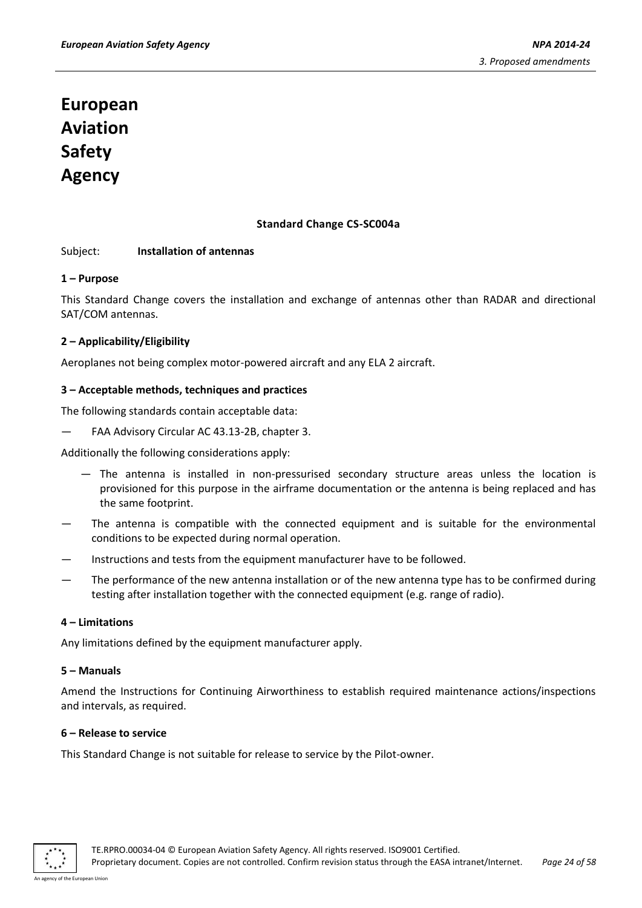# European Aviation Safety Agency

**Standard Change CS-SC004a**

Subject: **Installation of antennas**

### 1 – Purpose

This Standard Change covers the installation and exchange of antennas other than RADAR and directional SAT/COM antennas.

### 2 – Applicability/Eligibility

Aeroplanes not being complex motor-powered aircraft and any ELA 2 aircraft.

### 3 – Acceptable methods, techniques and practices

The following standards contain acceptable data:

— FAA Advisory Circular AC 43.13-2B, chapter 3.

Additionally the following considerations apply:

— The antenna is installed in non-pressurised secondary structure areas unless the location is provisioned for this purpose in the airframe documentation or the antenna is being replaced and has the same footprint.

— The antenna is compatible with the connected equipment and is suitable for the environmental conditions to be expected during normal operation.

— Instructions and tests from the equipment manufacturer have to be followed.

— The performance of the new antenna installation or of the new antenna type has to be confirmed during testing after installation together with the connected equipment (e.g. range of radio).

### 4 – Limitations

Any limitations defined by the equipment manufacturer apply.

### 5 – Manuals

Amend the Instructions for Continuing Airworthiness to establish required maintenance actions/inspections and intervals, as required.

### 6 – Release to service

This Standard Change is not suitable for release to service by the Pilot-owner.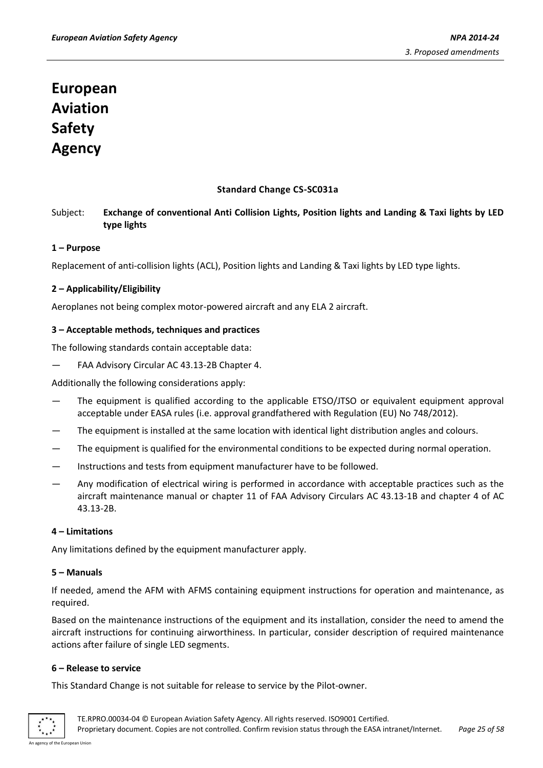# European Aviation Safety Agency

**Standard Change CS-SC031a**

Subject: **Exchange of conventional Anti Collision Lights, Position lights and Landing & Taxi lights by LED type lights**

**1 – Purpose**

Replacement of anti-collision lights (ACL), Position lights and Landing & Taxi lights by LED type lights.

**2 – Applicability/Eligibility**

Aeroplanes not being complex motor-powered aircraft and any ELA 2 aircraft.

**3 – Acceptable methods, techniques and practices**

The following standards contain acceptable data:

— FAA Advisory Circular AC 43.13-2B Chapter 4.

Additionally the following considerations apply:

— The equipment is qualified according to the applicable ETSO/JTSO or equivalent equipment approval acceptable under EASA rules (i.e. approval grandfathered with Regulation (EU) No 748/2012).

— The equipment is installed at the same location with identical light distribution angles and colours.

— The equipment is qualified for the environmental conditions to be expected during normal operation.

— Instructions and tests from equipment manufacturer have to be followed.

— Any modification of electrical wiring is performed in accordance with acceptable practices such as the aircraft maintenance manual or chapter 11 of FAA Advisory Circulars AC 43.13-1B and chapter 4 of AC 43.13-2B.

**4 – Limitations**

Any limitations defined by the equipment manufacturer apply.

**5 – Manuals**

If needed, amend the AFM with AFMS containing equipment instructions for operation and maintenance, as required.

Based on the maintenance instructions of the equipment and its installation, consider the need to amend the aircraft instructions for continuing airworthiness. In particular, consider description of required maintenance actions after failure of single LED segments.

**6 – Release to service**

This Standard Change is not suitable for release to service by the Pilot-owner.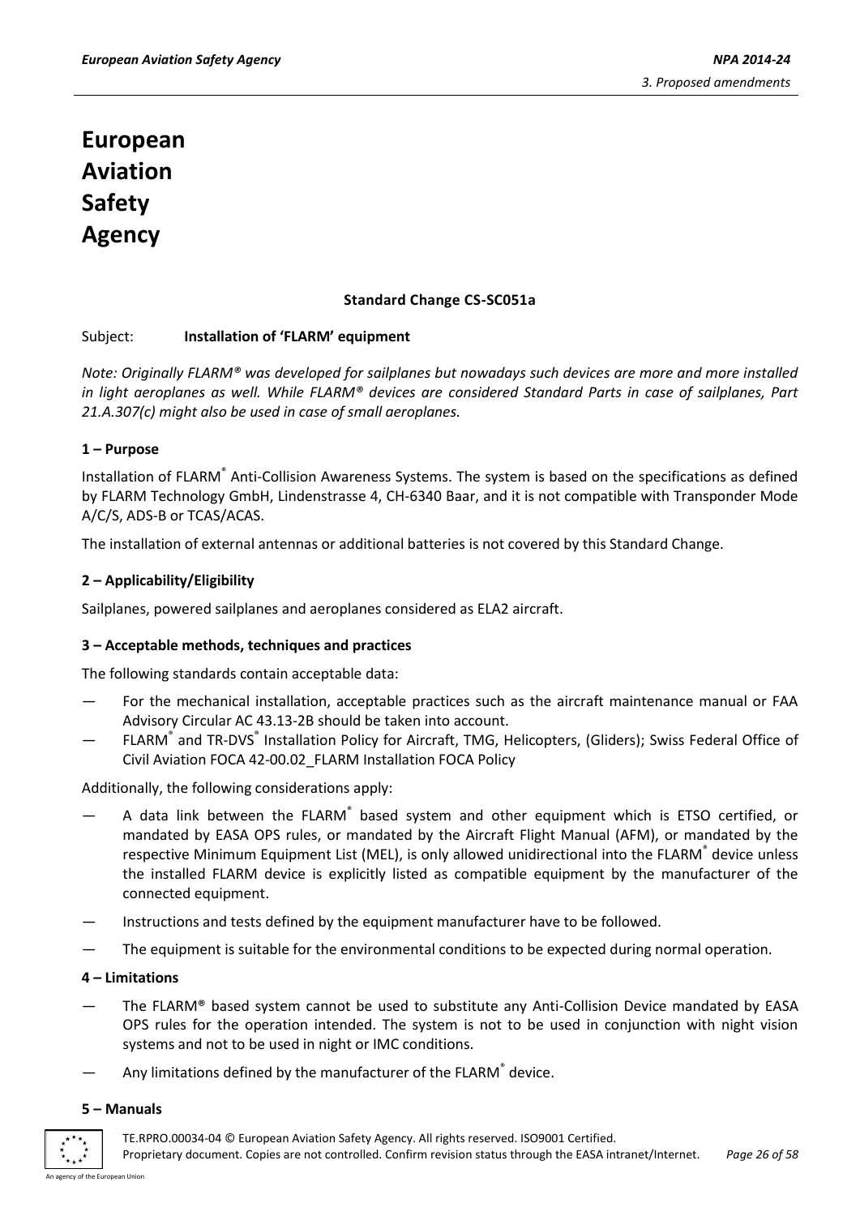# European Aviation Safety Agency

**Standard Change CS-SC051a**

Subject: **Installation of 'FLARM' equipment**

*Note: Originally FLARM® was developed for sailplanes but nowadays such devices are more and more installed in light aeroplanes as well. While FLARM® devices are considered Standard Parts in case of sailplanes, Part 21.A.307(c) might also be used in case of small aeroplanes.*

**1 – Purpose**

Installation of FLARM® Anti-Collision Awareness Systems. The system is based on the specifications as defined by FLARM Technology GmbH, Lindenstrasse 4, CH-6340 Baar, and it is not compatible with Transponder Mode A/C/S, ADS-B or TCAS/ACAS.

The installation of external antennas or additional batteries is not covered by this Standard Change.

**2 – Applicability/Eligibility**

Sailplanes, powered sailplanes and aeroplanes considered as ELA2 aircraft.

**3 – Acceptable methods, techniques and practices**

The following standards contain acceptable data:

— For the mechanical installation, acceptable practices such as the aircraft maintenance manual or FAA Advisory Circular AC 43.13-2B should be taken into account.

— FLARM® and TR-DVS® Installation Policy for Aircraft, TMG, Helicopters, (Gliders); Swiss Federal Office of Civil Aviation FOCA 42-00.02_FLARM Installation FOCA Policy

Additionally, the following considerations apply:

— A data link between the FLARM® based system and other equipment which is ETSO certified, or mandated by EASA OPS rules, or mandated by the Aircraft Flight Manual (AFM), or mandated by the respective Minimum Equipment List (MEL), is only allowed unidirectional into the FLARM® device unless the installed FLARM device is explicitly listed as compatible equipment by the manufacturer of the connected equipment.

— Instructions and tests defined by the equipment manufacturer have to be followed.

— The equipment is suitable for the environmental conditions to be expected during normal operation.

**4 – Limitations**

— The FLARM® based system cannot be used to substitute any Anti-Collision Device mandated by EASA OPS rules for the operation intended. The system is not to be used in conjunction with night vision systems and not to be used in night or IMC conditions.

— Any limitations defined by the manufacturer of the FLARM® device.

**5 – Manuals**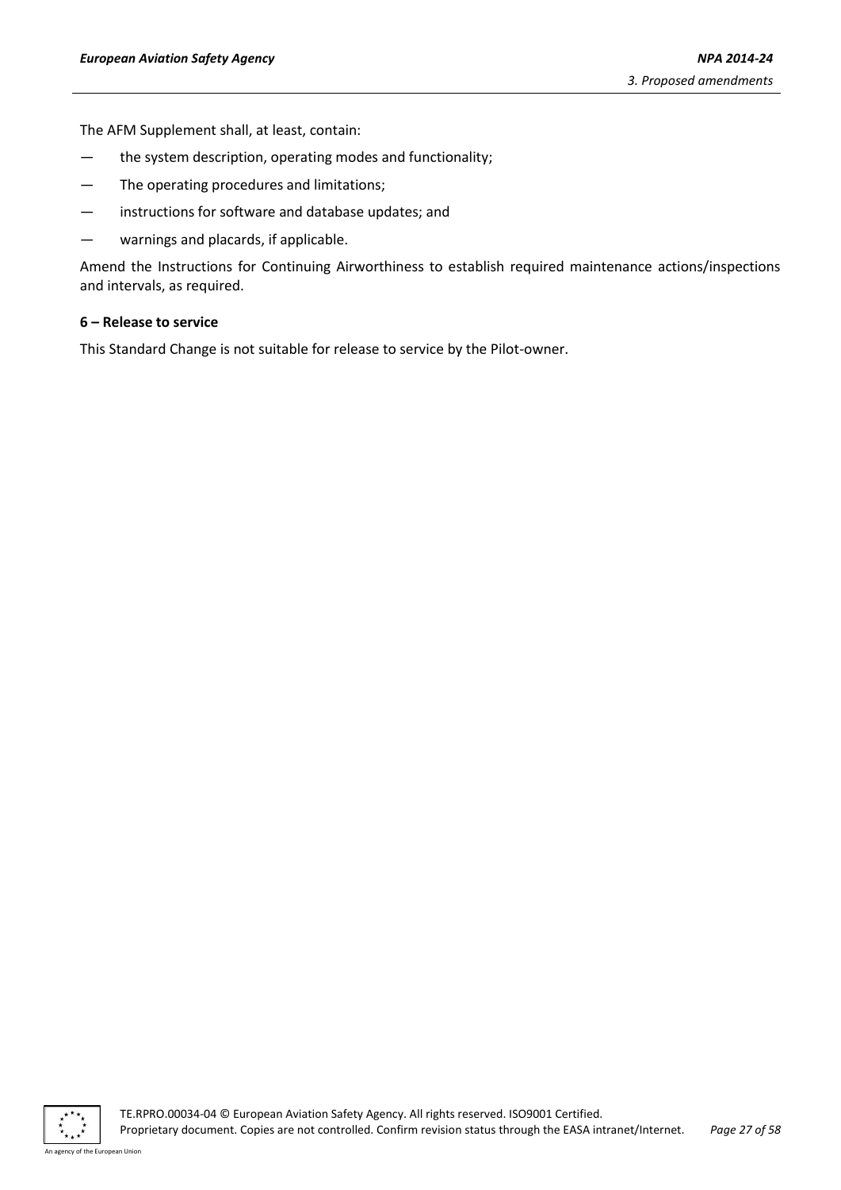The AFM Supplement shall, at least, contain:

— the system description, operating modes and functionality;

— The operating procedures and limitations;

— instructions for software and database updates; and

— warnings and placards, if applicable.

Amend the Instructions for Continuing Airworthiness to establish required maintenance actions/inspections and intervals, as required.

**6 – Release to service**

This Standard Change is not suitable for release to service by the Pilot-owner.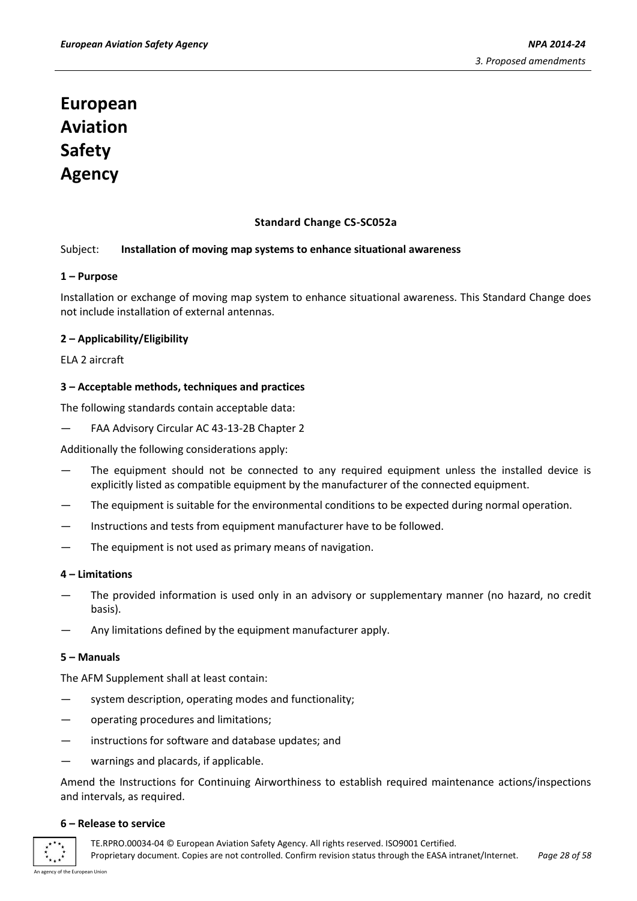# European Aviation Safety Agency

**Standard Change CS-SC052a**

Subject: **Installation of moving map systems to enhance situational awareness**

**1 – Purpose**

Installation or exchange of moving map system to enhance situational awareness. This Standard Change does not include installation of external antennas.

**2 – Applicability/Eligibility**

ELA 2 aircraft

**3 – Acceptable methods, techniques and practices**

The following standards contain acceptable data:

— FAA Advisory Circular AC 43-13-2B Chapter 2

Additionally the following considerations apply:

— The equipment should not be connected to any required equipment unless the installed device is explicitly listed as compatible equipment by the manufacturer of the connected equipment.

— The equipment is suitable for the environmental conditions to be expected during normal operation.

— Instructions and tests from equipment manufacturer have to be followed.

— The equipment is not used as primary means of navigation.

**4 – Limitations**

— The provided information is used only in an advisory or supplementary manner (no hazard, no credit basis).

— Any limitations defined by the equipment manufacturer apply.

**5 – Manuals**

The AFM Supplement shall at least contain:

— system description, operating modes and functionality;

— operating procedures and limitations;

— instructions for software and database updates; and

— warnings and placards, if applicable.

Amend the Instructions for Continuing Airworthiness to establish required maintenance actions/inspections and intervals, as required.

**6 – Release to service**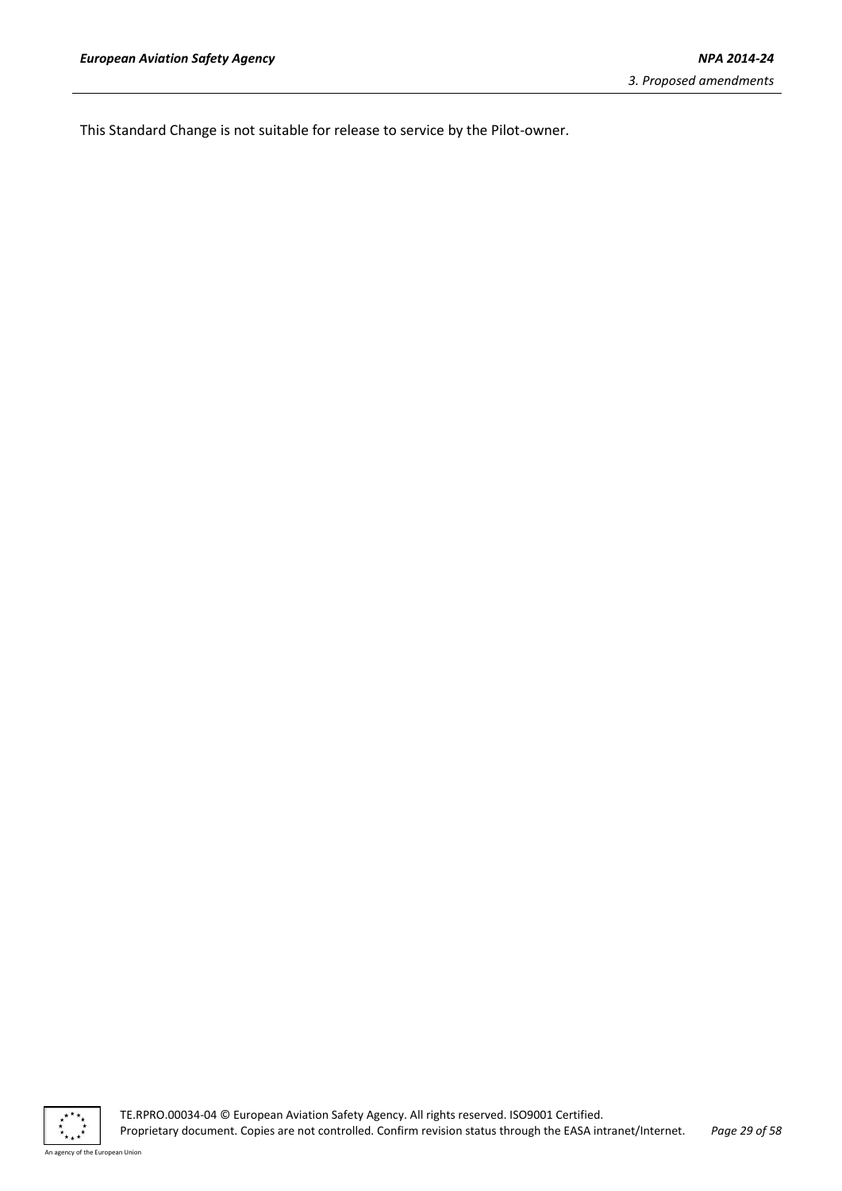This Standard Change is not suitable for release to service by the Pilot-owner.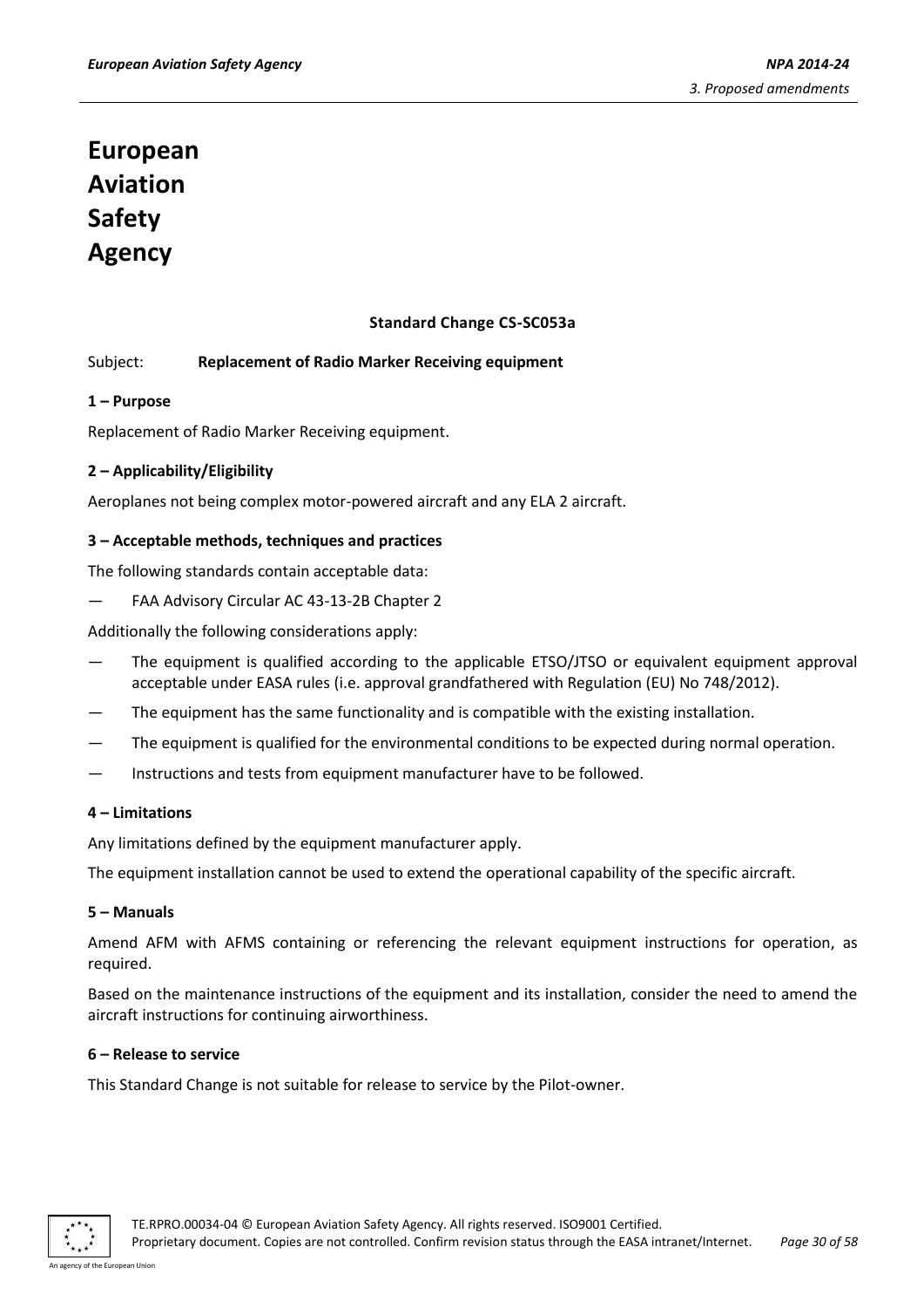# European Aviation Safety Agency

**Standard Change CS-SC053a**

Subject: **Replacement of Radio Marker Receiving equipment**

### 1 – Purpose

Replacement of Radio Marker Receiving equipment.

### 2 – Applicability/Eligibility

Aeroplanes not being complex motor-powered aircraft and any ELA 2 aircraft.

### 3 – Acceptable methods, techniques and practices

The following standards contain acceptable data:

— FAA Advisory Circular AC 43-13-2B Chapter 2

Additionally the following considerations apply:

— The equipment is qualified according to the applicable ETSO/JTSO or equivalent equipment approval acceptable under EASA rules (i.e. approval grandfathered with Regulation (EU) No 748/2012).

— The equipment has the same functionality and is compatible with the existing installation.

— The equipment is qualified for the environmental conditions to be expected during normal operation.

— Instructions and tests from equipment manufacturer have to be followed.

### 4 – Limitations

Any limitations defined by the equipment manufacturer apply.

The equipment installation cannot be used to extend the operational capability of the specific aircraft.

### 5 – Manuals

Amend AFM with AFMS containing or referencing the relevant equipment instructions for operation, as required.

Based on the maintenance instructions of the equipment and its installation, consider the need to amend the aircraft instructions for continuing airworthiness.

### 6 – Release to service

This Standard Change is not suitable for release to service by the Pilot-owner.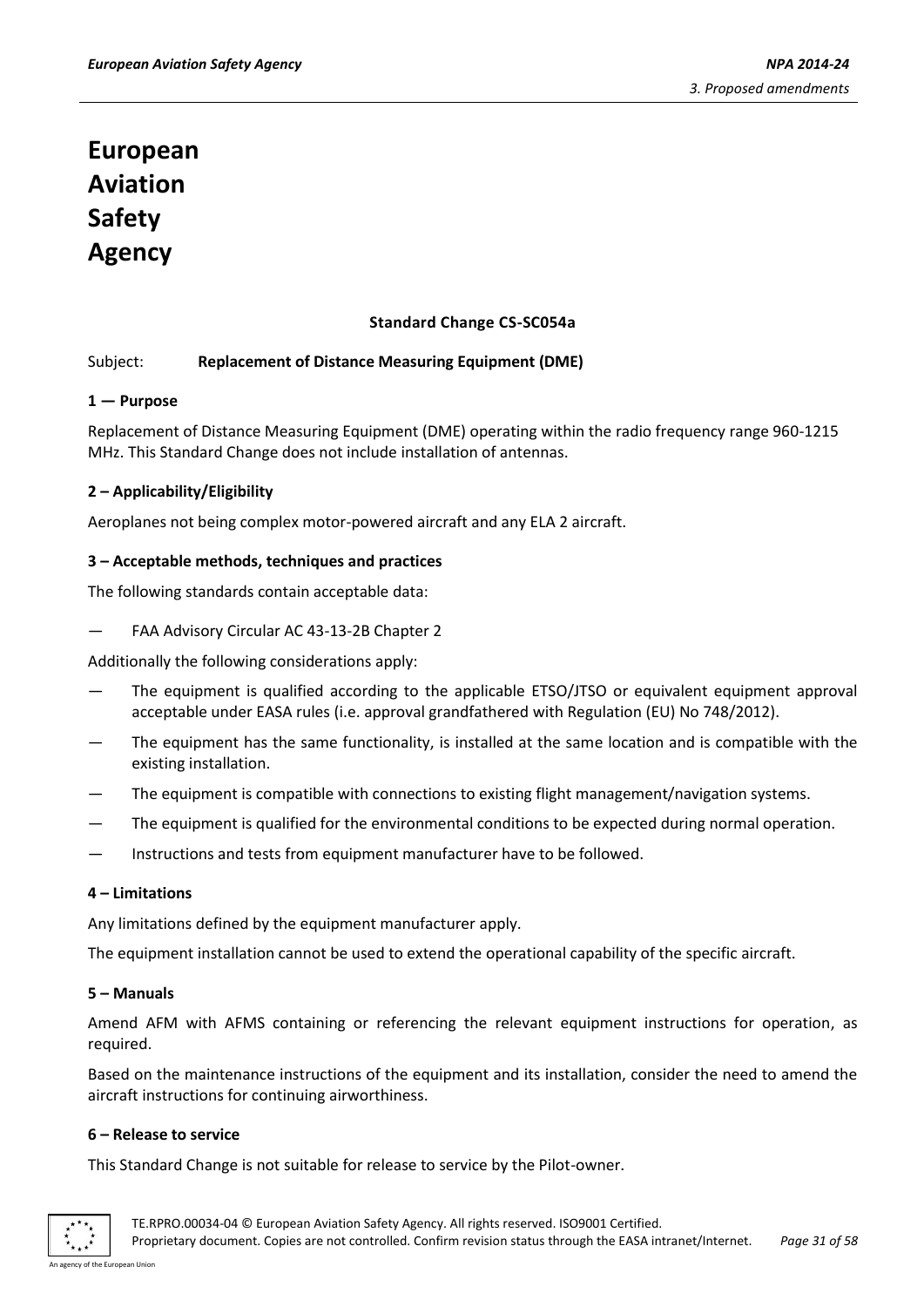# European Aviation Safety Agency

**Standard Change CS-SC054a**

Subject: **Replacement of Distance Measuring Equipment (DME)**

**1 — Purpose**

Replacement of Distance Measuring Equipment (DME) operating within the radio frequency range 960-1215 MHz. This Standard Change does not include installation of antennas.

**2 – Applicability/Eligibility**

Aeroplanes not being complex motor-powered aircraft and any ELA 2 aircraft.

**3 – Acceptable methods, techniques and practices**

The following standards contain acceptable data:

— FAA Advisory Circular AC 43-13-2B Chapter 2

Additionally the following considerations apply:

— The equipment is qualified according to the applicable ETSO/JTSO or equivalent equipment approval acceptable under EASA rules (i.e. approval grandfathered with Regulation (EU) No 748/2012).

— The equipment has the same functionality, is installed at the same location and is compatible with the existing installation.

— The equipment is compatible with connections to existing flight management/navigation systems.

— The equipment is qualified for the environmental conditions to be expected during normal operation.

— Instructions and tests from equipment manufacturer have to be followed.

**4 – Limitations**

Any limitations defined by the equipment manufacturer apply.

The equipment installation cannot be used to extend the operational capability of the specific aircraft.

**5 – Manuals**

Amend AFM with AFMS containing or referencing the relevant equipment instructions for operation, as required.

Based on the maintenance instructions of the equipment and its installation, consider the need to amend the aircraft instructions for continuing airworthiness.

**6 – Release to service**

This Standard Change is not suitable for release to service by the Pilot-owner.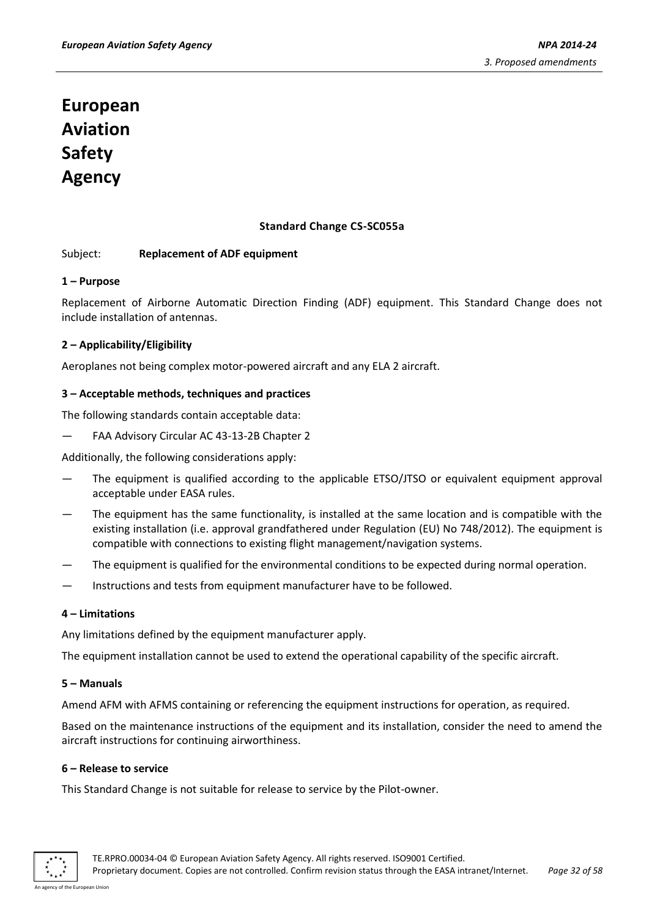# European Aviation Safety Agency

**Standard Change CS-SC055a**

Subject: **Replacement of ADF equipment**

### 1 – Purpose

Replacement of Airborne Automatic Direction Finding (ADF) equipment. This Standard Change does not include installation of antennas.

### 2 – Applicability/Eligibility

Aeroplanes not being complex motor-powered aircraft and any ELA 2 aircraft.

### 3 – Acceptable methods, techniques and practices

The following standards contain acceptable data:

— FAA Advisory Circular AC 43-13-2B Chapter 2

Additionally, the following considerations apply:

— The equipment is qualified according to the applicable ETSO/JTSO or equivalent equipment approval acceptable under EASA rules.

— The equipment has the same functionality, is installed at the same location and is compatible with the existing installation (i.e. approval grandfathered under Regulation (EU) No 748/2012). The equipment is compatible with connections to existing flight management/navigation systems.

— The equipment is qualified for the environmental conditions to be expected during normal operation.

— Instructions and tests from equipment manufacturer have to be followed.

### 4 – Limitations

Any limitations defined by the equipment manufacturer apply.

The equipment installation cannot be used to extend the operational capability of the specific aircraft.

### 5 – Manuals

Amend AFM with AFMS containing or referencing the equipment instructions for operation, as required.

Based on the maintenance instructions of the equipment and its installation, consider the need to amend the aircraft instructions for continuing airworthiness.

### 6 – Release to service

This Standard Change is not suitable for release to service by the Pilot-owner.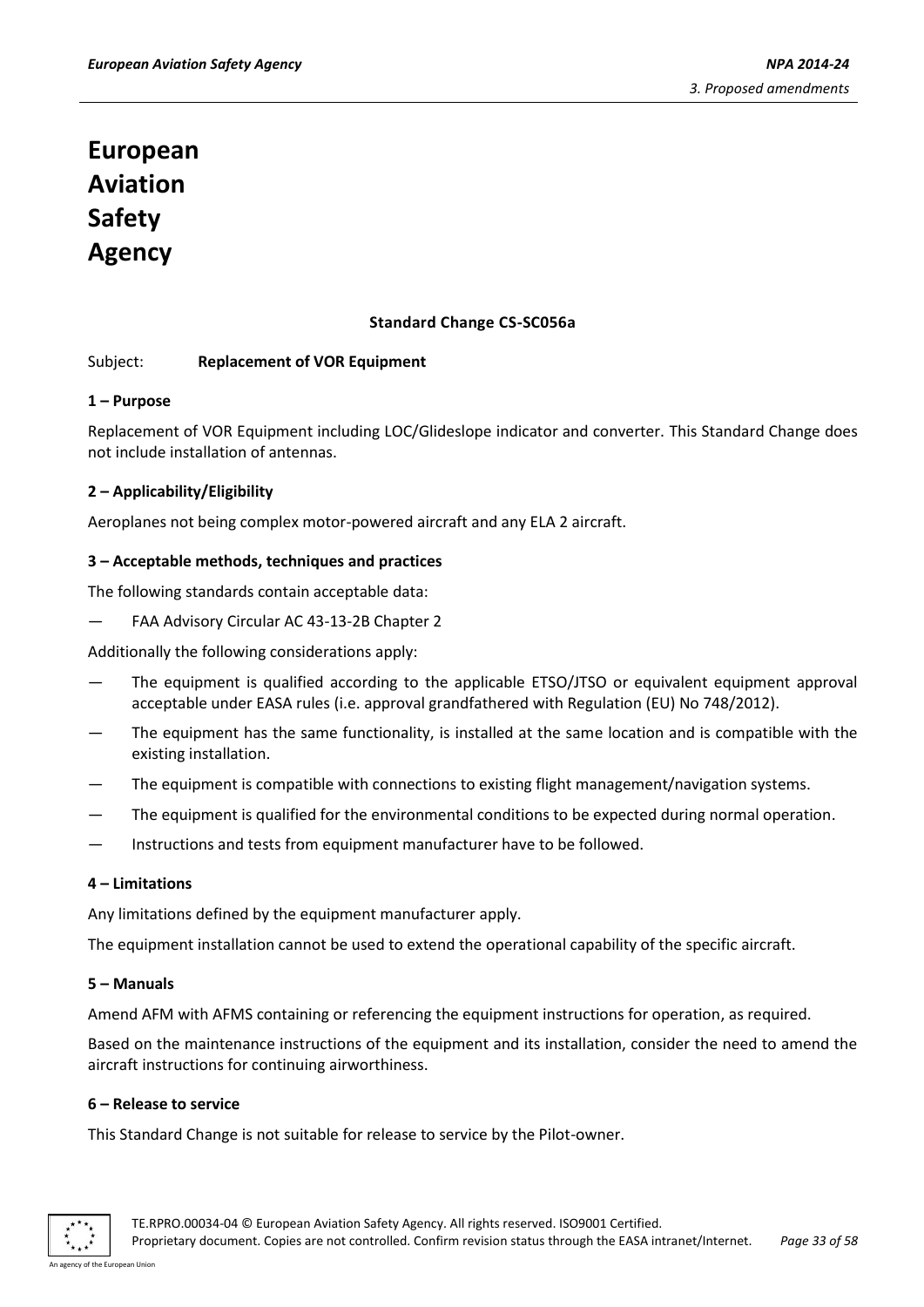# European Aviation Safety Agency

**Standard Change CS-SC056a**

Subject: **Replacement of VOR Equipment**

**1 – Purpose**

Replacement of VOR Equipment including LOC/Glideslope indicator and converter. This Standard Change does not include installation of antennas.

**2 – Applicability/Eligibility**

Aeroplanes not being complex motor-powered aircraft and any ELA 2 aircraft.

**3 – Acceptable methods, techniques and practices**

The following standards contain acceptable data:

— FAA Advisory Circular AC 43-13-2B Chapter 2

Additionally the following considerations apply:

— The equipment is qualified according to the applicable ETSO/JTSO or equivalent equipment approval acceptable under EASA rules (i.e. approval grandfathered with Regulation (EU) No 748/2012).

— The equipment has the same functionality, is installed at the same location and is compatible with the existing installation.

— The equipment is compatible with connections to existing flight management/navigation systems.

— The equipment is qualified for the environmental conditions to be expected during normal operation.

— Instructions and tests from equipment manufacturer have to be followed.

**4 – Limitations**

Any limitations defined by the equipment manufacturer apply.

The equipment installation cannot be used to extend the operational capability of the specific aircraft.

**5 – Manuals**

Amend AFM with AFMS containing or referencing the equipment instructions for operation, as required.

Based on the maintenance instructions of the equipment and its installation, consider the need to amend the aircraft instructions for continuing airworthiness.

**6 – Release to service**

This Standard Change is not suitable for release to service by the Pilot-owner.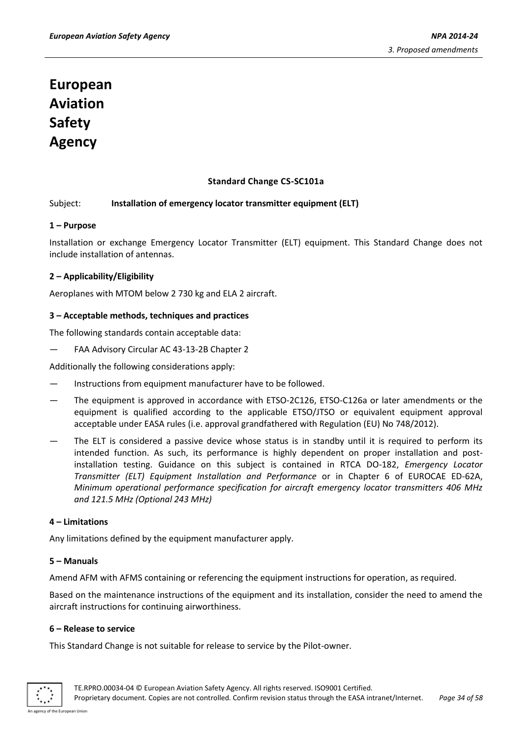# European Aviation Safety Agency

**Standard Change CS-SC101a**

Subject: **Installation of emergency locator transmitter equipment (ELT)**

**1 – Purpose**

Installation or exchange Emergency Locator Transmitter (ELT) equipment. This Standard Change does not include installation of antennas.

**2 – Applicability/Eligibility**

Aeroplanes with MTOM below 2 730 kg and ELA 2 aircraft.

**3 – Acceptable methods, techniques and practices**

The following standards contain acceptable data:

— FAA Advisory Circular AC 43-13-2B Chapter 2

Additionally the following considerations apply:

— Instructions from equipment manufacturer have to be followed.

— The equipment is approved in accordance with ETSO-2C126, ETSO-C126a or later amendments or the equipment is qualified according to the applicable ETSO/JTSO or equivalent equipment approval acceptable under EASA rules (i.e. approval grandfathered with Regulation (EU) No 748/2012).

— The ELT is considered a passive device whose status is in standby until it is required to perform its intended function. As such, its performance is highly dependent on proper installation and post-installation testing. Guidance on this subject is contained in RTCA DO-182, *Emergency Locator Transmitter (ELT) Equipment Installation and Performance* or in Chapter 6 of EUROCAE ED-62A, *Minimum operational performance specification for aircraft emergency locator transmitters 406 MHz and 121.5 MHz (Optional 243 MHz)*

**4 – Limitations**

Any limitations defined by the equipment manufacturer apply.

**5 – Manuals**

Amend AFM with AFMS containing or referencing the equipment instructions for operation, as required.

Based on the maintenance instructions of the equipment and its installation, consider the need to amend the aircraft instructions for continuing airworthiness.

**6 – Release to service**

This Standard Change is not suitable for release to service by the Pilot-owner.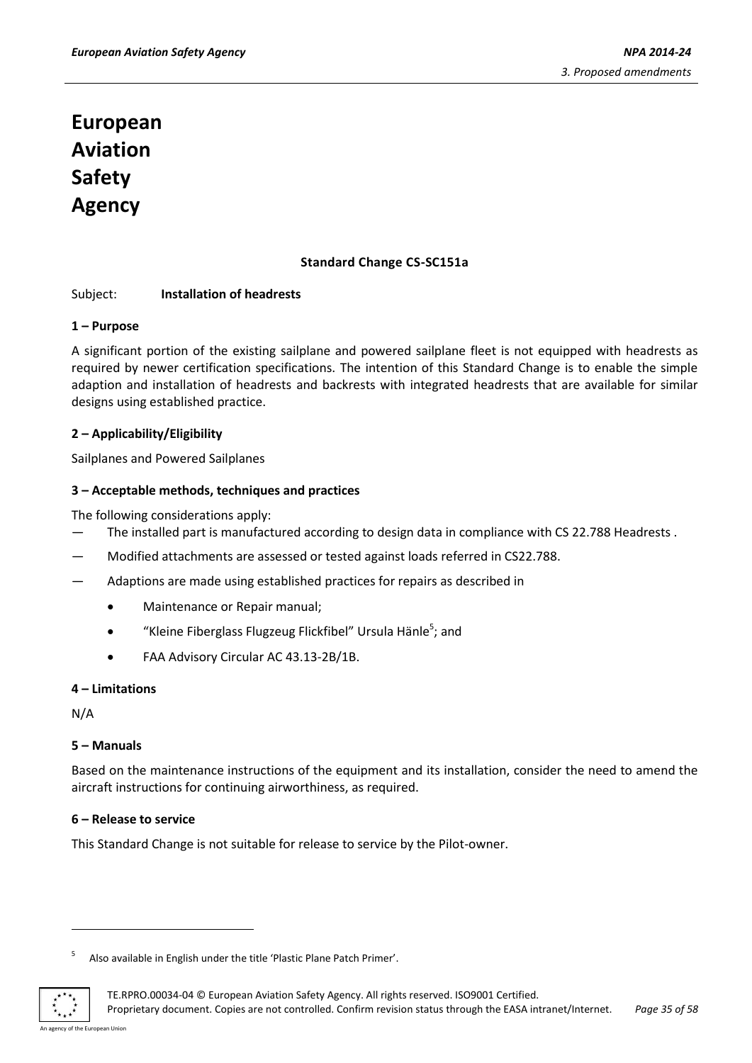# European Aviation Safety Agency

**Standard Change CS-SC151a**

Subject: **Installation of headrests**

**1 – Purpose**

A significant portion of the existing sailplane and powered sailplane fleet is not equipped with headrests as required by newer certification specifications. The intention of this Standard Change is to enable the simple adaption and installation of headrests and backrests with integrated headrests that are available for similar designs using established practice.

**2 – Applicability/Eligibility**

Sailplanes and Powered Sailplanes

**3 – Acceptable methods, techniques and practices**

The following considerations apply:

— The installed part is manufactured according to design data in compliance with CS 22.788 Headrests .

— Modified attachments are assessed or tested against loads referred in CS22.788.

— Adaptions are made using established practices for repairs as described in

- Maintenance or Repair manual;
- "Kleine Fiberglass Flugzeug Flickfibel" Ursula Hänle[5]; and
- FAA Advisory Circular AC 43.13-2B/1B.

**4 – Limitations**

N/A

**5 – Manuals**

Based on the maintenance instructions of the equipment and its installation, consider the need to amend the aircraft instructions for continuing airworthiness, as required.

**6 – Release to service**

This Standard Change is not suitable for release to service by the Pilot-owner.

[5] Also available in English under the title 'Plastic Plane Patch Primer'.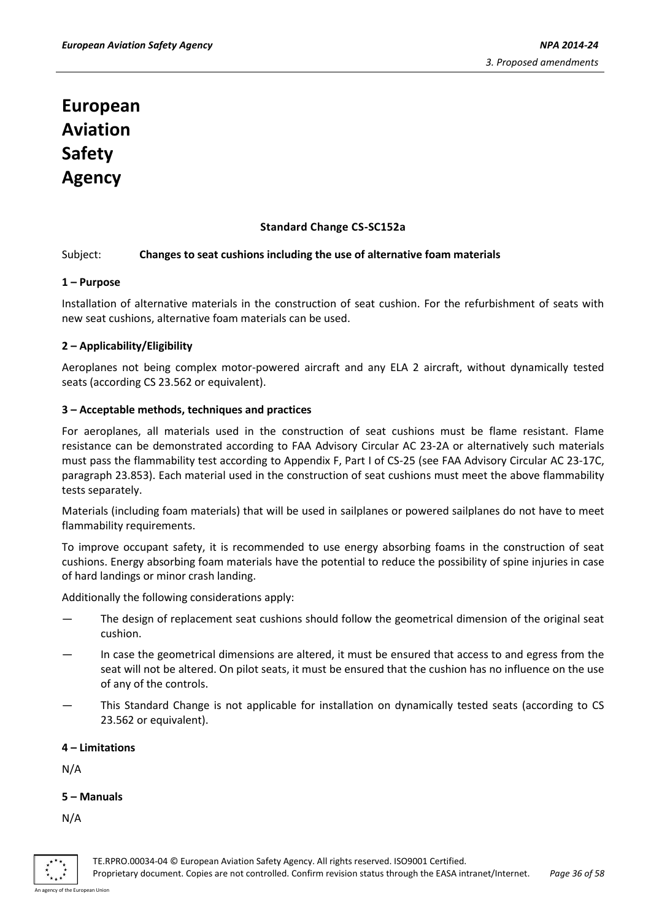# European Aviation Safety Agency

**Standard Change CS-SC152a**

Subject: **Changes to seat cushions including the use of alternative foam materials**

### 1 – Purpose

Installation of alternative materials in the construction of seat cushion. For the refurbishment of seats with new seat cushions, alternative foam materials can be used.

### 2 – Applicability/Eligibility

Aeroplanes not being complex motor-powered aircraft and any ELA 2 aircraft, without dynamically tested seats (according CS 23.562 or equivalent).

### 3 – Acceptable methods, techniques and practices

For aeroplanes, all materials used in the construction of seat cushions must be flame resistant. Flame resistance can be demonstrated according to FAA Advisory Circular AC 23-2A or alternatively such materials must pass the flammability test according to Appendix F, Part I of CS-25 (see FAA Advisory Circular AC 23-17C, paragraph 23.853). Each material used in the construction of seat cushions must meet the above flammability tests separately.

Materials (including foam materials) that will be used in sailplanes or powered sailplanes do not have to meet flammability requirements.

To improve occupant safety, it is recommended to use energy absorbing foams in the construction of seat cushions. Energy absorbing foam materials have the potential to reduce the possibility of spine injuries in case of hard landings or minor crash landing.

Additionally the following considerations apply:

— The design of replacement seat cushions should follow the geometrical dimension of the original seat cushion.

— In case the geometrical dimensions are altered, it must be ensured that access to and egress from the seat will not be altered. On pilot seats, it must be ensured that the cushion has no influence on the use of any of the controls.

— This Standard Change is not applicable for installation on dynamically tested seats (according to CS 23.562 or equivalent).

### 4 – Limitations

N/A

### 5 – Manuals

N/A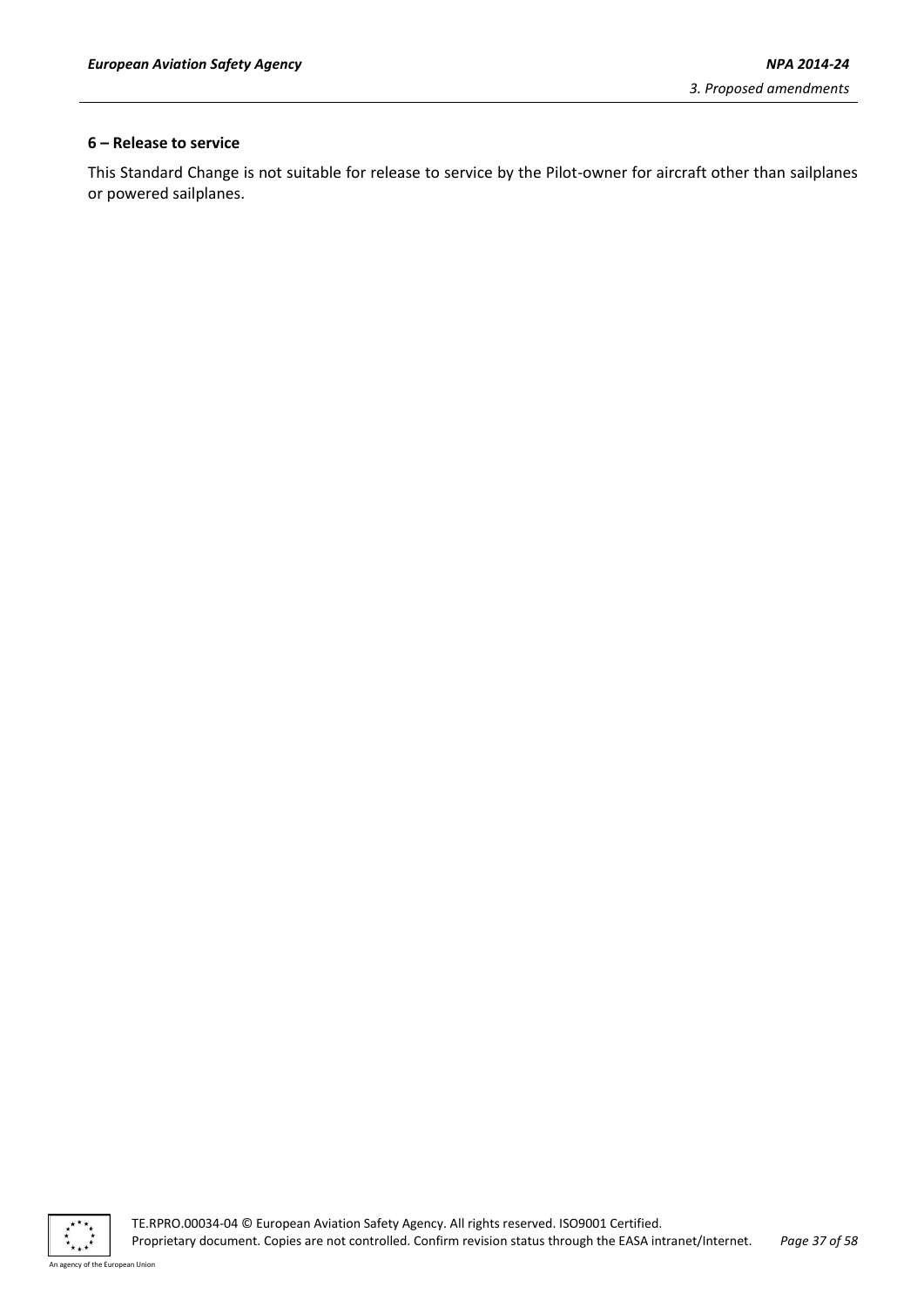**6 – Release to service**

This Standard Change is not suitable for release to service by the Pilot-owner for aircraft other than sailplanes or powered sailplanes.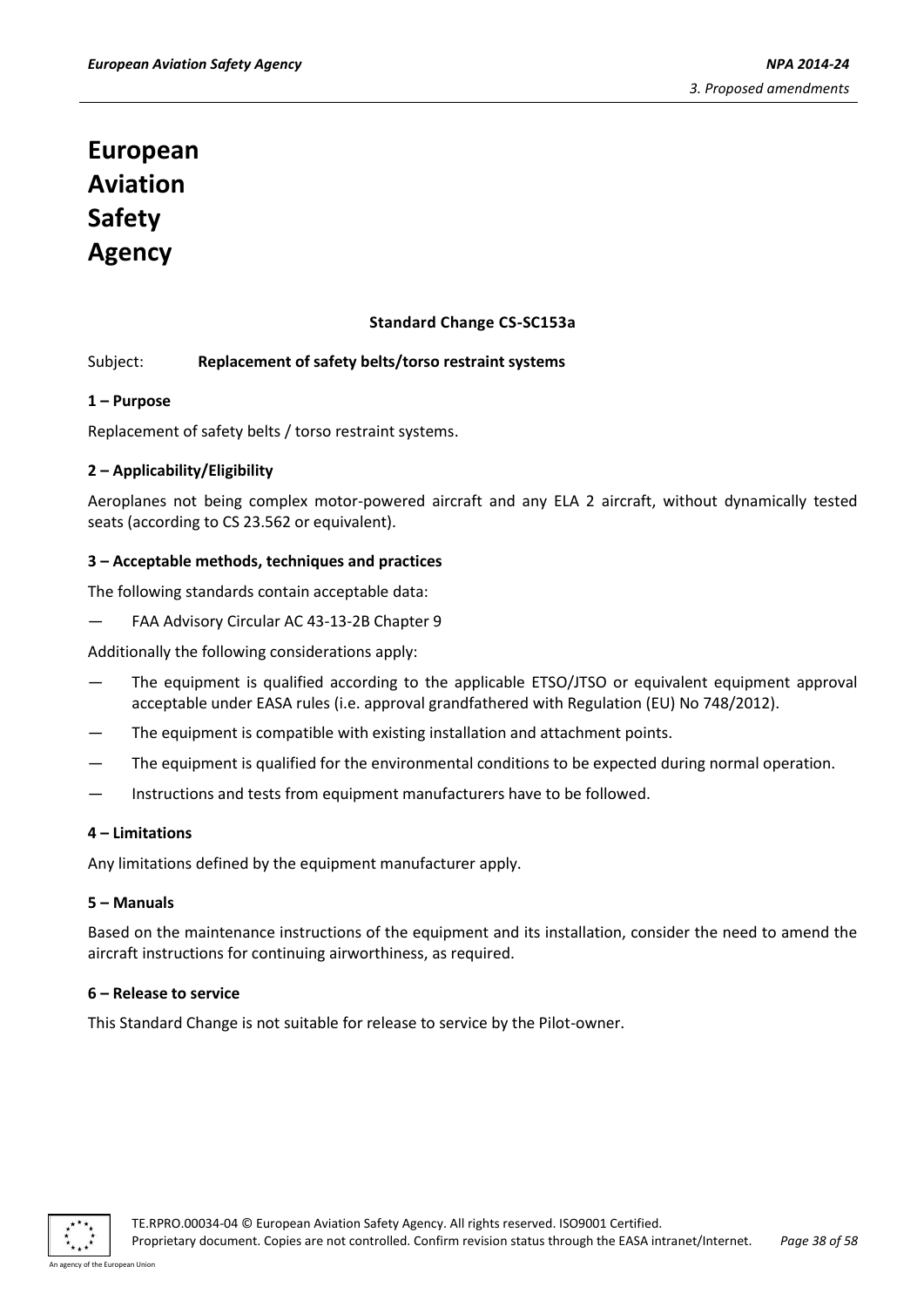# European Aviation Safety Agency

**Standard Change CS-SC153a**

Subject: **Replacement of safety belts/torso restraint systems**

**1 – Purpose**

Replacement of safety belts / torso restraint systems.

**2 – Applicability/Eligibility**

Aeroplanes not being complex motor-powered aircraft and any ELA 2 aircraft, without dynamically tested seats (according to CS 23.562 or equivalent).

**3 – Acceptable methods, techniques and practices**

The following standards contain acceptable data:

— FAA Advisory Circular AC 43-13-2B Chapter 9

Additionally the following considerations apply:

— The equipment is qualified according to the applicable ETSO/JTSO or equivalent equipment approval acceptable under EASA rules (i.e. approval grandfathered with Regulation (EU) No 748/2012).

— The equipment is compatible with existing installation and attachment points.

— The equipment is qualified for the environmental conditions to be expected during normal operation.

— Instructions and tests from equipment manufacturers have to be followed.

**4 – Limitations**

Any limitations defined by the equipment manufacturer apply.

**5 – Manuals**

Based on the maintenance instructions of the equipment and its installation, consider the need to amend the aircraft instructions for continuing airworthiness, as required.

**6 – Release to service**

This Standard Change is not suitable for release to service by the Pilot-owner.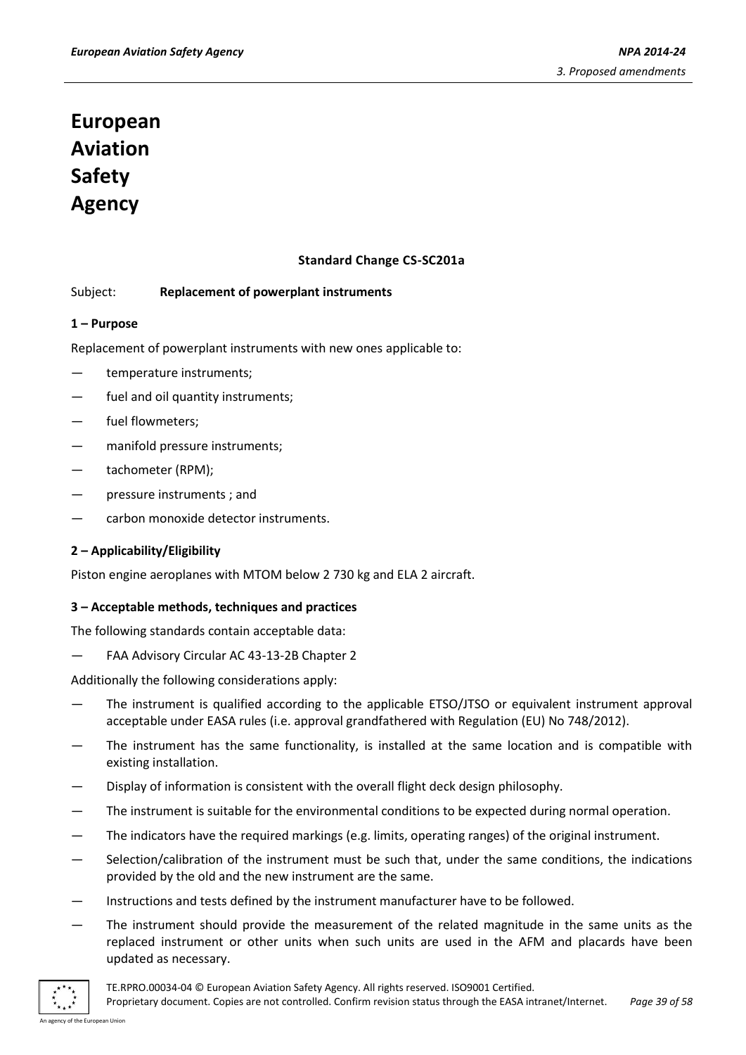# European Aviation Safety Agency

**Standard Change CS-SC201a**

Subject: **Replacement of powerplant instruments**

**1 – Purpose**

Replacement of powerplant instruments with new ones applicable to:

- temperature instruments;
- fuel and oil quantity instruments;
- fuel flowmeters;
- manifold pressure instruments;
- tachometer (RPM);
- pressure instruments ; and
- carbon monoxide detector instruments.

**2 – Applicability/Eligibility**

Piston engine aeroplanes with MTOM below 2 730 kg and ELA 2 aircraft.

**3 – Acceptable methods, techniques and practices**

The following standards contain acceptable data:

- FAA Advisory Circular AC 43-13-2B Chapter 2

Additionally the following considerations apply:

- The instrument is qualified according to the applicable ETSO/JTSO or equivalent instrument approval acceptable under EASA rules (i.e. approval grandfathered with Regulation (EU) No 748/2012).
- The instrument has the same functionality, is installed at the same location and is compatible with existing installation.
- Display of information is consistent with the overall flight deck design philosophy.
- The instrument is suitable for the environmental conditions to be expected during normal operation.
- The indicators have the required markings (e.g. limits, operating ranges) of the original instrument.
- Selection/calibration of the instrument must be such that, under the same conditions, the indications provided by the old and the new instrument are the same.
- Instructions and tests defined by the instrument manufacturer have to be followed.
- The instrument should provide the measurement of the related magnitude in the same units as the replaced instrument or other units when such units are used in the AFM and placards have been updated as necessary.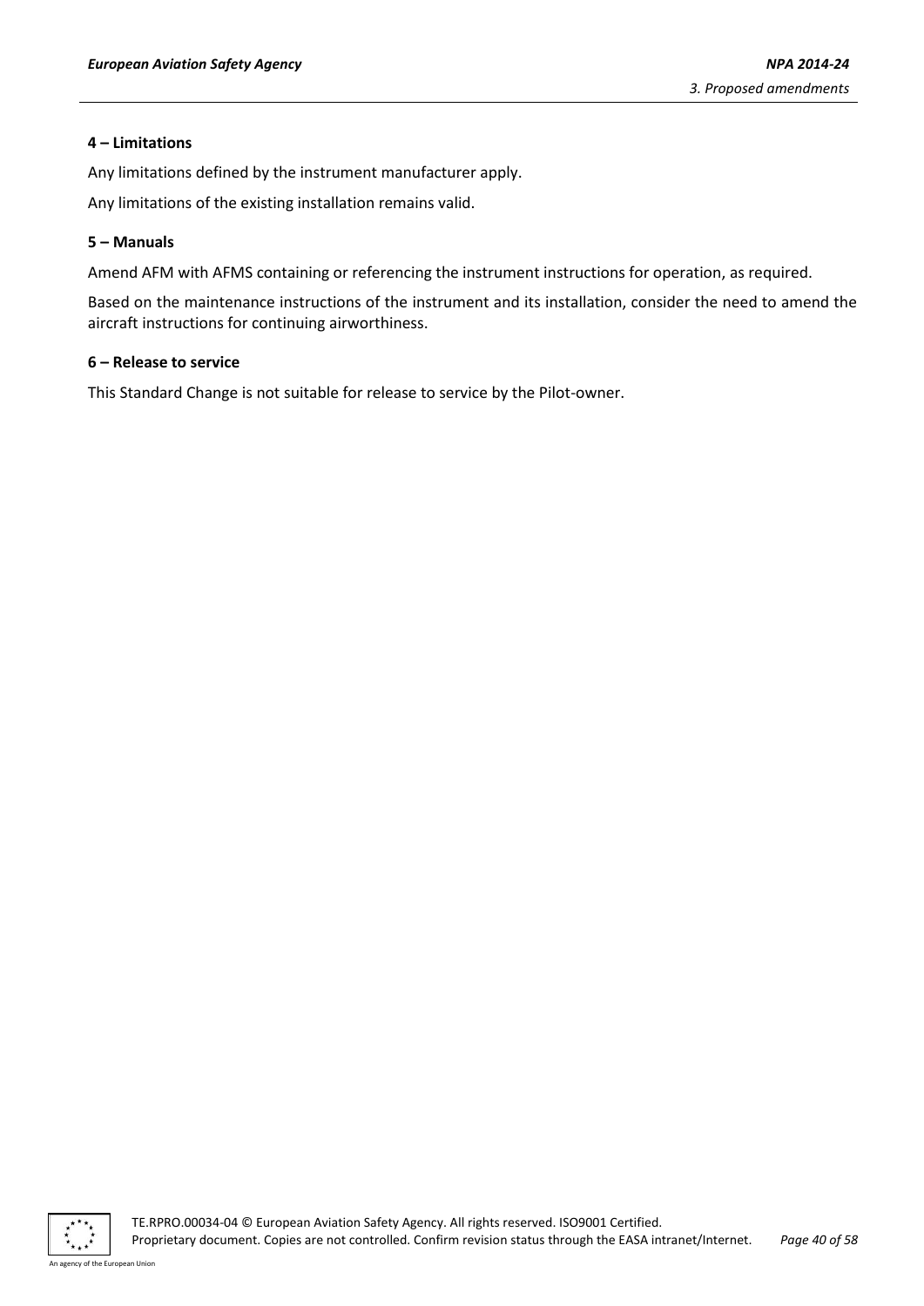**4 – Limitations**

Any limitations defined by the instrument manufacturer apply.

Any limitations of the existing installation remains valid.

**5 – Manuals**

Amend AFM with AFMS containing or referencing the instrument instructions for operation, as required.

Based on the maintenance instructions of the instrument and its installation, consider the need to amend the aircraft instructions for continuing airworthiness.

**6 – Release to service**

This Standard Change is not suitable for release to service by the Pilot-owner.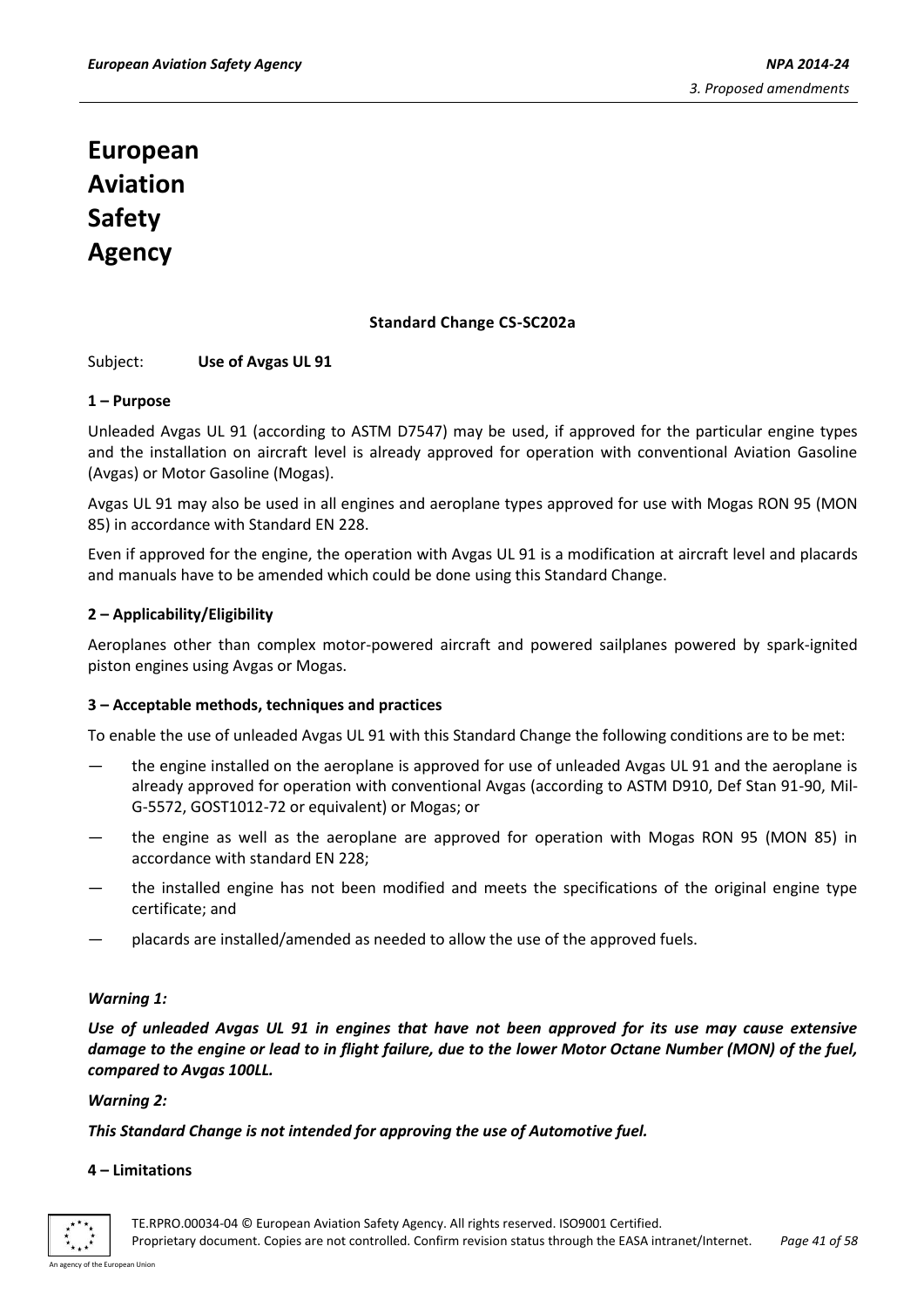# European Aviation Safety Agency

**Standard Change CS-SC202a**

Subject: **Use of Avgas UL 91**

**1 – Purpose**

Unleaded Avgas UL 91 (according to ASTM D7547) may be used, if approved for the particular engine types and the installation on aircraft level is already approved for operation with conventional Aviation Gasoline (Avgas) or Motor Gasoline (Mogas).

Avgas UL 91 may also be used in all engines and aeroplane types approved for use with Mogas RON 95 (MON 85) in accordance with Standard EN 228.

Even if approved for the engine, the operation with Avgas UL 91 is a modification at aircraft level and placards and manuals have to be amended which could be done using this Standard Change.

**2 – Applicability/Eligibility**

Aeroplanes other than complex motor-powered aircraft and powered sailplanes powered by spark-ignited piston engines using Avgas or Mogas.

**3 – Acceptable methods, techniques and practices**

To enable the use of unleaded Avgas UL 91 with this Standard Change the following conditions are to be met:

— the engine installed on the aeroplane is approved for use of unleaded Avgas UL 91 and the aeroplane is already approved for operation with conventional Avgas (according to ASTM D910, Def Stan 91-90, Mil-G-5572, GOST1012-72 or equivalent) or Mogas; or

— the engine as well as the aeroplane are approved for operation with Mogas RON 95 (MON 85) in accordance with standard EN 228;

— the installed engine has not been modified and meets the specifications of the original engine type certificate; and

— placards are installed/amended as needed to allow the use of the approved fuels.

***Warning 1:***

***Use of unleaded Avgas UL 91 in engines that have not been approved for its use may cause extensive damage to the engine or lead to in flight failure, due to the lower Motor Octane Number (MON) of the fuel, compared to Avgas 100LL.***

***Warning 2:***

***This Standard Change is not intended for approving the use of Automotive fuel.***

**4 – Limitations**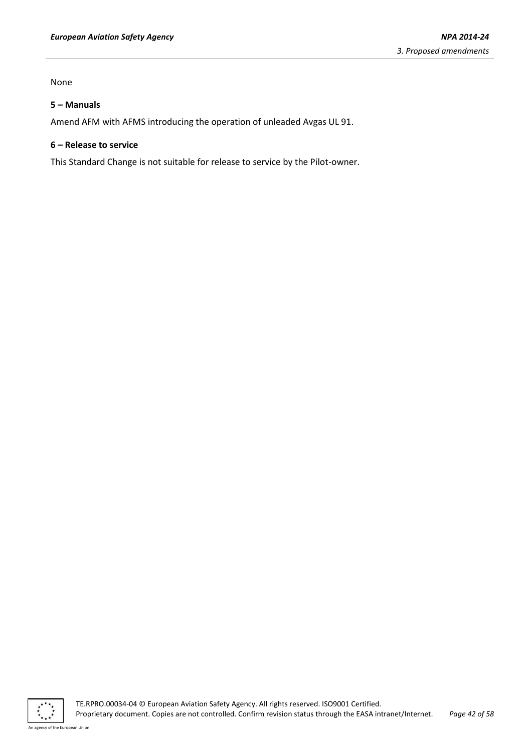None

**5 – Manuals**

Amend AFM with AFMS introducing the operation of unleaded Avgas UL 91.

**6 – Release to service**

This Standard Change is not suitable for release to service by the Pilot-owner.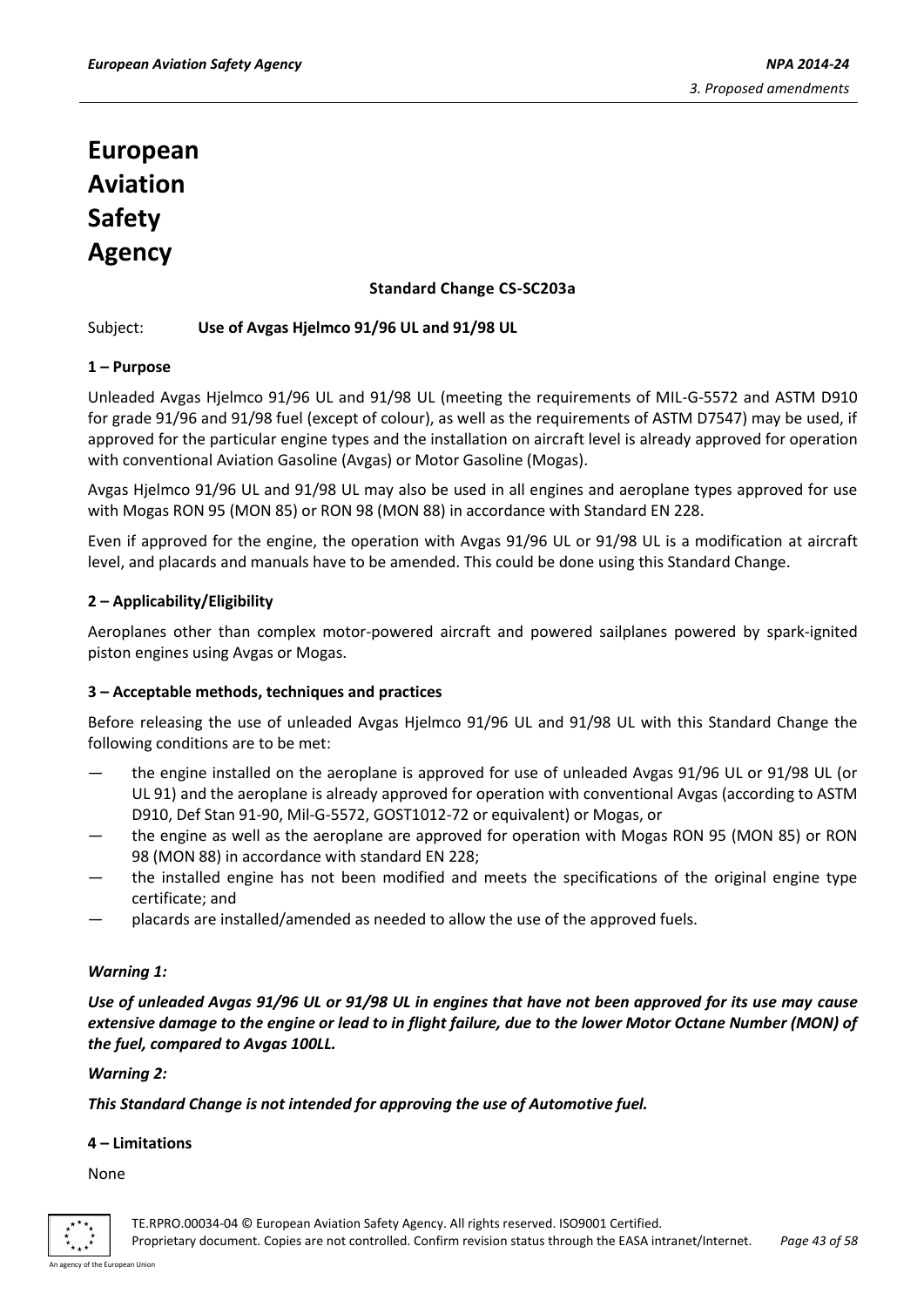# European Aviation Safety Agency

**Standard Change CS-SC203a**

Subject: **Use of Avgas Hjelmco 91/96 UL and 91/98 UL**

### 1 – Purpose

Unleaded Avgas Hjelmco 91/96 UL and 91/98 UL (meeting the requirements of MIL-G-5572 and ASTM D910 for grade 91/96 and 91/98 fuel (except of colour), as well as the requirements of ASTM D7547) may be used, if approved for the particular engine types and the installation on aircraft level is already approved for operation with conventional Aviation Gasoline (Avgas) or Motor Gasoline (Mogas).

Avgas Hjelmco 91/96 UL and 91/98 UL may also be used in all engines and aeroplane types approved for use with Mogas RON 95 (MON 85) or RON 98 (MON 88) in accordance with Standard EN 228.

Even if approved for the engine, the operation with Avgas 91/96 UL or 91/98 UL is a modification at aircraft level, and placards and manuals have to be amended. This could be done using this Standard Change.

### 2 – Applicability/Eligibility

Aeroplanes other than complex motor-powered aircraft and powered sailplanes powered by spark-ignited piston engines using Avgas or Mogas.

### 3 – Acceptable methods, techniques and practices

Before releasing the use of unleaded Avgas Hjelmco 91/96 UL and 91/98 UL with this Standard Change the following conditions are to be met:

— the engine installed on the aeroplane is approved for use of unleaded Avgas 91/96 UL or 91/98 UL (or UL 91) and the aeroplane is already approved for operation with conventional Avgas (according to ASTM D910, Def Stan 91-90, Mil-G-5572, GOST1012-72 or equivalent) or Mogas, or

— the engine as well as the aeroplane are approved for operation with Mogas RON 95 (MON 85) or RON 98 (MON 88) in accordance with standard EN 228;

— the installed engine has not been modified and meets the specifications of the original engine type certificate; and

— placards are installed/amended as needed to allow the use of the approved fuels.

***Warning 1:***

***Use of unleaded Avgas 91/96 UL or 91/98 UL in engines that have not been approved for its use may cause extensive damage to the engine or lead to in flight failure, due to the lower Motor Octane Number (MON) of the fuel, compared to Avgas 100LL.***

***Warning 2:***

***This Standard Change is not intended for approving the use of Automotive fuel.***

### 4 – Limitations

None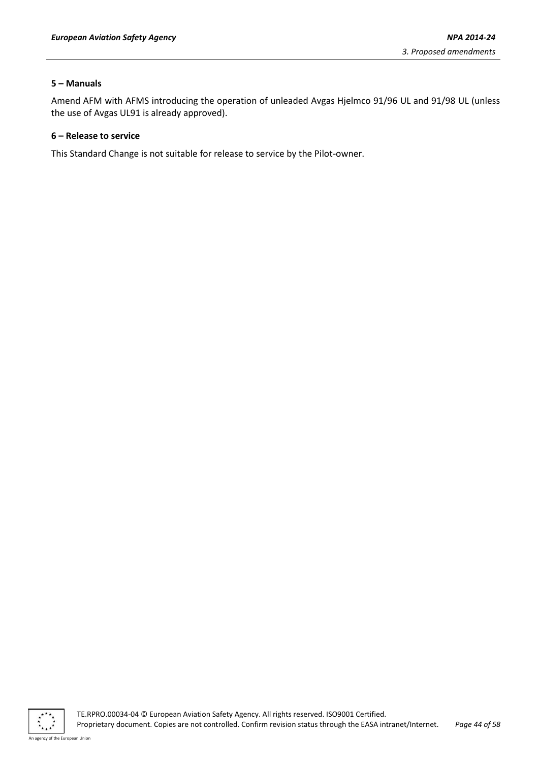**5 – Manuals**

Amend AFM with AFMS introducing the operation of unleaded Avgas Hjelmco 91/96 UL and 91/98 UL (unless the use of Avgas UL91 is already approved).

**6 – Release to service**

This Standard Change is not suitable for release to service by the Pilot-owner.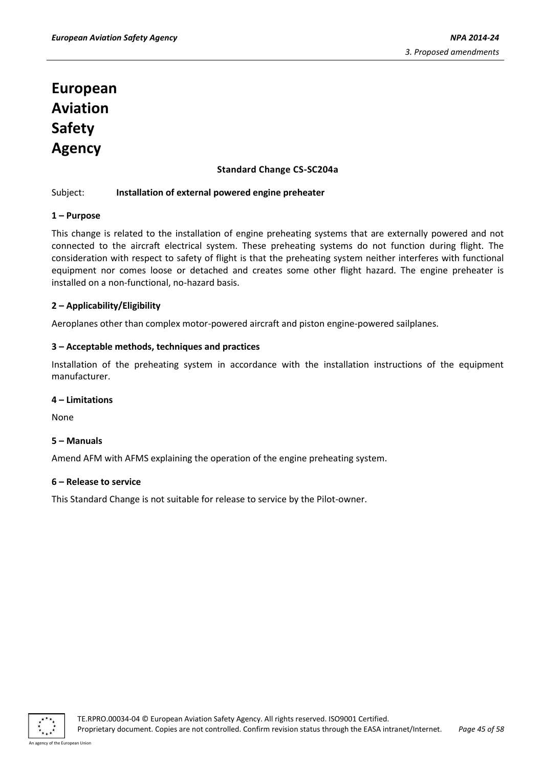# European Aviation Safety Agency

**Standard Change CS-SC204a**

Subject: **Installation of external powered engine preheater**

### 1 – Purpose

This change is related to the installation of engine preheating systems that are externally powered and not connected to the aircraft electrical system. These preheating systems do not function during flight. The consideration with respect to safety of flight is that the preheating system neither interferes with functional equipment nor comes loose or detached and creates some other flight hazard. The engine preheater is installed on a non-functional, no-hazard basis.

### 2 – Applicability/Eligibility

Aeroplanes other than complex motor-powered aircraft and piston engine-powered sailplanes.

### 3 – Acceptable methods, techniques and practices

Installation of the preheating system in accordance with the installation instructions of the equipment manufacturer.

### 4 – Limitations

None

### 5 – Manuals

Amend AFM with AFMS explaining the operation of the engine preheating system.

### 6 – Release to service

This Standard Change is not suitable for release to service by the Pilot-owner.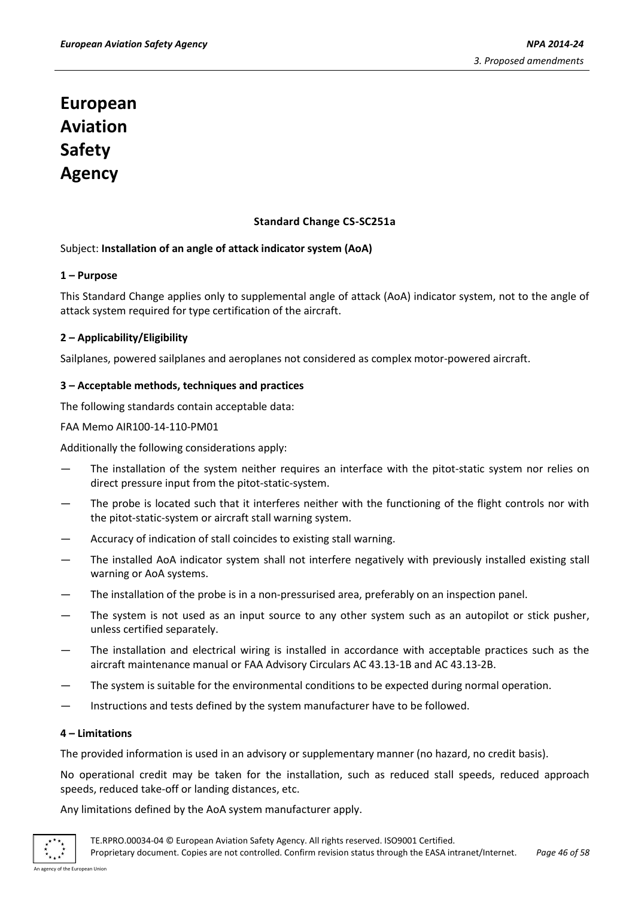# European Aviation Safety Agency

**Standard Change CS-SC251a**

Subject: **Installation of an angle of attack indicator system (AoA)**

**1 – Purpose**

This Standard Change applies only to supplemental angle of attack (AoA) indicator system, not to the angle of attack system required for type certification of the aircraft.

**2 – Applicability/Eligibility**

Sailplanes, powered sailplanes and aeroplanes not considered as complex motor-powered aircraft.

**3 – Acceptable methods, techniques and practices**

The following standards contain acceptable data:

FAA Memo AIR100-14-110-PM01

Additionally the following considerations apply:

- The installation of the system neither requires an interface with the pitot-static system nor relies on direct pressure input from the pitot-static-system.
- The probe is located such that it interferes neither with the functioning of the flight controls nor with the pitot-static-system or aircraft stall warning system.
- Accuracy of indication of stall coincides to existing stall warning.
- The installed AoA indicator system shall not interfere negatively with previously installed existing stall warning or AoA systems.
- The installation of the probe is in a non-pressurised area, preferably on an inspection panel.
- The system is not used as an input source to any other system such as an autopilot or stick pusher, unless certified separately.
- The installation and electrical wiring is installed in accordance with acceptable practices such as the aircraft maintenance manual or FAA Advisory Circulars AC 43.13-1B and AC 43.13-2B.
- The system is suitable for the environmental conditions to be expected during normal operation.
- Instructions and tests defined by the system manufacturer have to be followed.

**4 – Limitations**

The provided information is used in an advisory or supplementary manner (no hazard, no credit basis).

No operational credit may be taken for the installation, such as reduced stall speeds, reduced approach speeds, reduced take-off or landing distances, etc.

Any limitations defined by the AoA system manufacturer apply.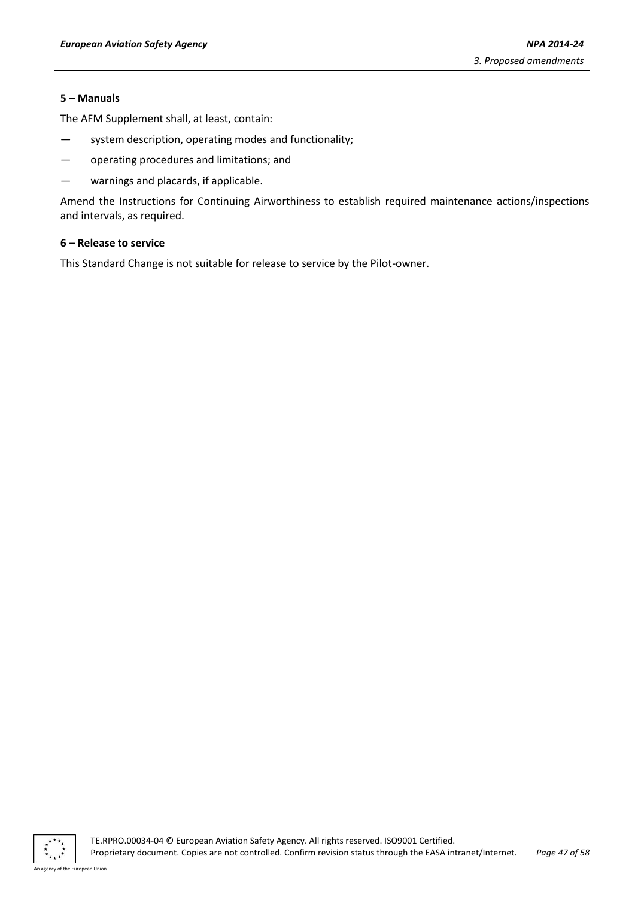**5 – Manuals**

The AFM Supplement shall, at least, contain:

— system description, operating modes and functionality;

— operating procedures and limitations; and

— warnings and placards, if applicable.

Amend the Instructions for Continuing Airworthiness to establish required maintenance actions/inspections and intervals, as required.

**6 – Release to service**

This Standard Change is not suitable for release to service by the Pilot-owner.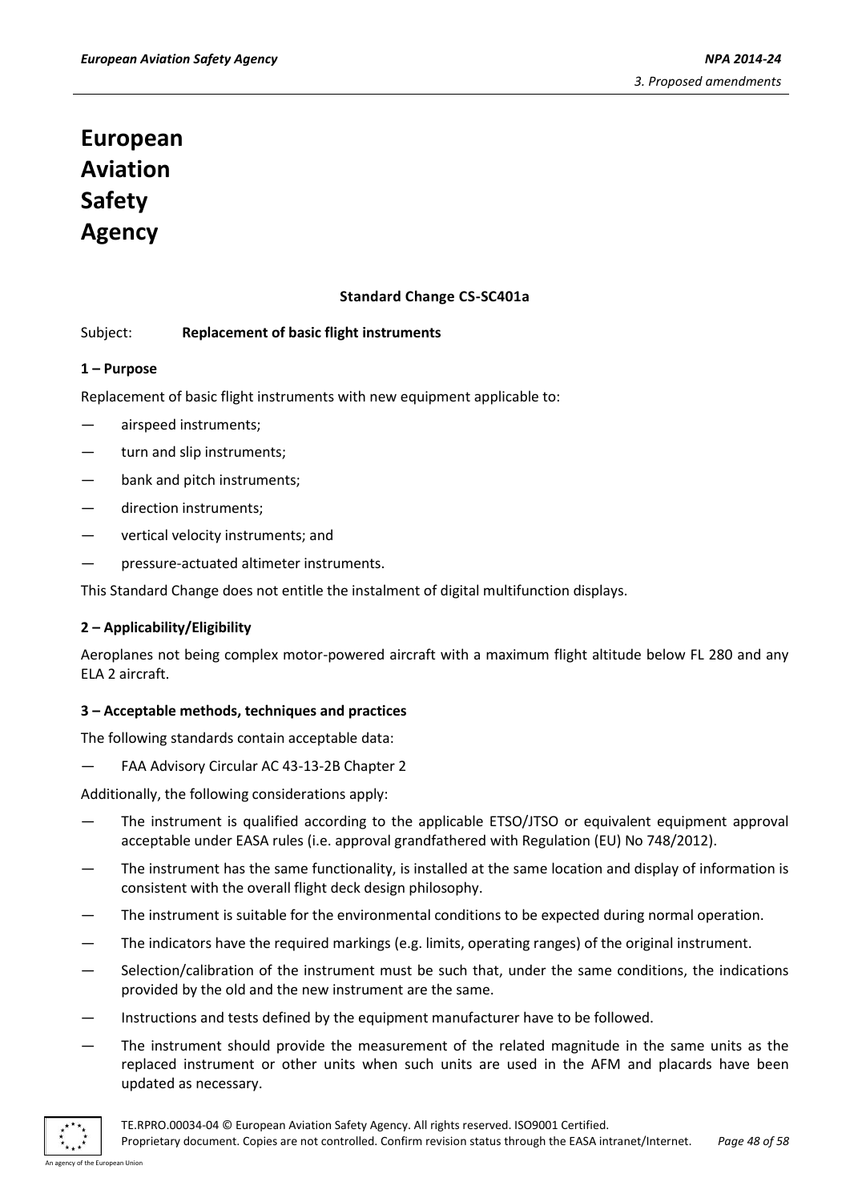# European Aviation Safety Agency

**Standard Change CS-SC401a**

Subject: **Replacement of basic flight instruments**

**1 – Purpose**

Replacement of basic flight instruments with new equipment applicable to:

— airspeed instruments;

— turn and slip instruments;

— bank and pitch instruments;

— direction instruments;

— vertical velocity instruments; and

— pressure-actuated altimeter instruments.

This Standard Change does not entitle the instalment of digital multifunction displays.

**2 – Applicability/Eligibility**

Aeroplanes not being complex motor-powered aircraft with a maximum flight altitude below FL 280 and any ELA 2 aircraft.

**3 – Acceptable methods, techniques and practices**

The following standards contain acceptable data:

— FAA Advisory Circular AC 43-13-2B Chapter 2

Additionally, the following considerations apply:

— The instrument is qualified according to the applicable ETSO/JTSO or equivalent equipment approval acceptable under EASA rules (i.e. approval grandfathered with Regulation (EU) No 748/2012).

— The instrument has the same functionality, is installed at the same location and display of information is consistent with the overall flight deck design philosophy.

— The instrument is suitable for the environmental conditions to be expected during normal operation.

— The indicators have the required markings (e.g. limits, operating ranges) of the original instrument.

— Selection/calibration of the instrument must be such that, under the same conditions, the indications provided by the old and the new instrument are the same.

— Instructions and tests defined by the equipment manufacturer have to be followed.

— The instrument should provide the measurement of the related magnitude in the same units as the replaced instrument or other units when such units are used in the AFM and placards have been updated as necessary.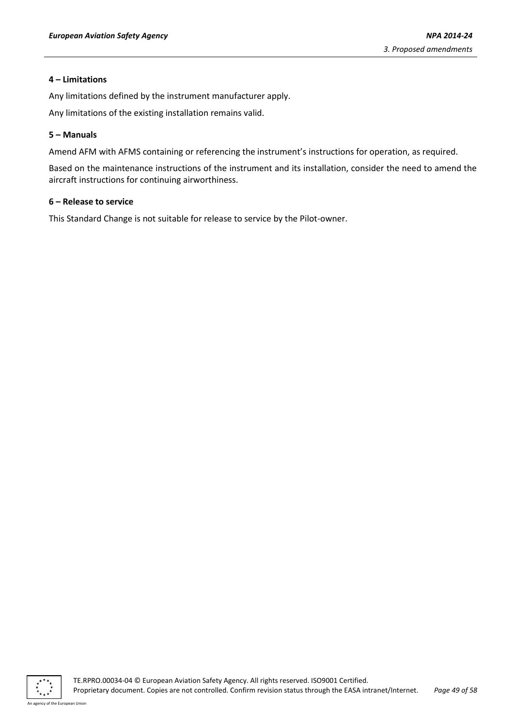**4 – Limitations**

Any limitations defined by the instrument manufacturer apply.

Any limitations of the existing installation remains valid.

**5 – Manuals**

Amend AFM with AFMS containing or referencing the instrument's instructions for operation, as required.

Based on the maintenance instructions of the instrument and its installation, consider the need to amend the aircraft instructions for continuing airworthiness.

**6 – Release to service**

This Standard Change is not suitable for release to service by the Pilot-owner.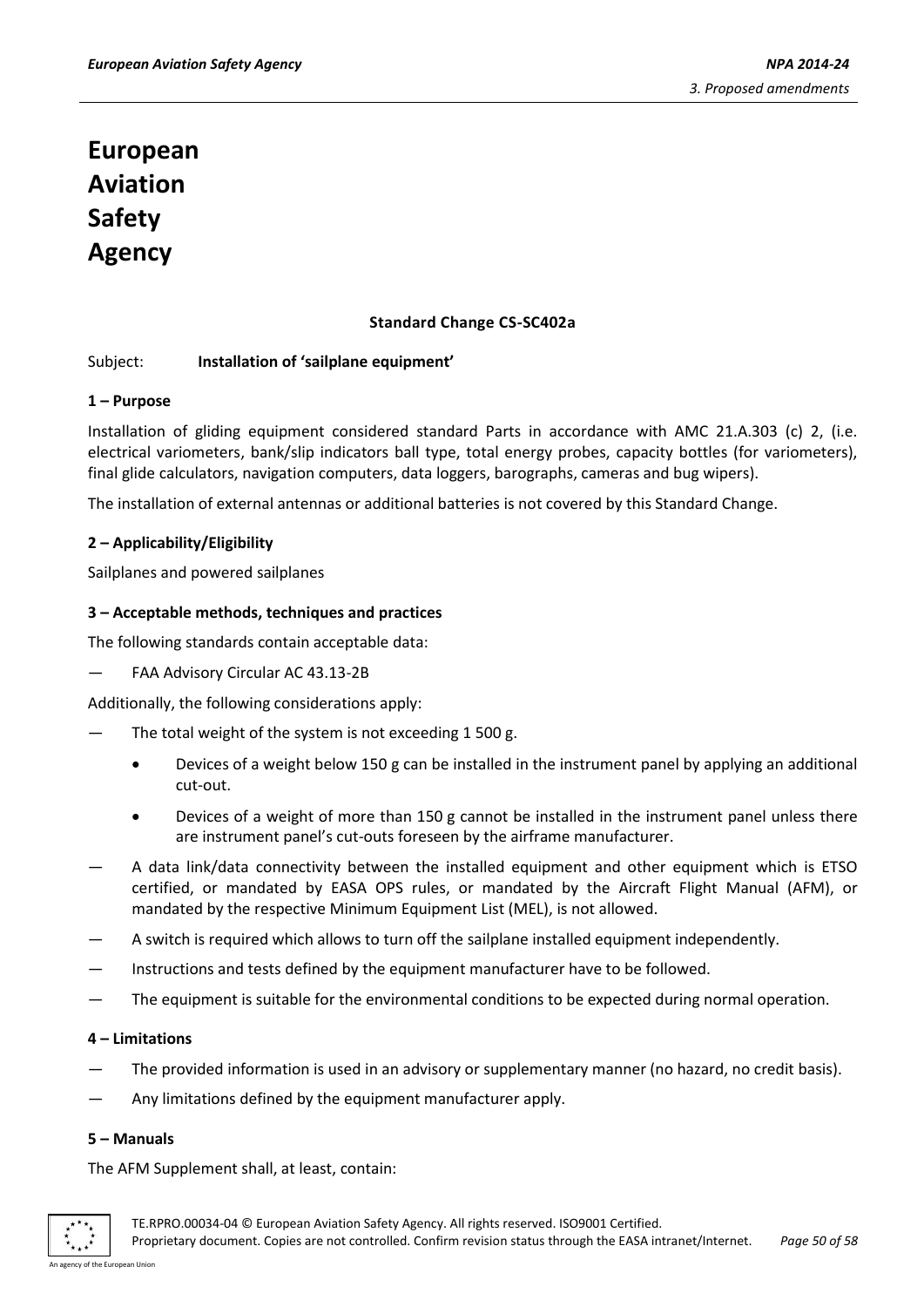# European Aviation Safety Agency

**Standard Change CS-SC402a**

Subject: **Installation of 'sailplane equipment'**

## 1 – Purpose

Installation of gliding equipment considered standard Parts in accordance with AMC 21.A.303 (c) 2, (i.e. electrical variometers, bank/slip indicators ball type, total energy probes, capacity bottles (for variometers), final glide calculators, navigation computers, data loggers, barographs, cameras and bug wipers).

The installation of external antennas or additional batteries is not covered by this Standard Change.

## 2 – Applicability/Eligibility

Sailplanes and powered sailplanes

## 3 – Acceptable methods, techniques and practices

The following standards contain acceptable data:

— FAA Advisory Circular AC 43.13-2B

Additionally, the following considerations apply:

— The total weight of the system is not exceeding 1 500 g.
  - Devices of a weight below 150 g can be installed in the instrument panel by applying an additional cut-out.
  - Devices of a weight of more than 150 g cannot be installed in the instrument panel unless there are instrument panel's cut-outs foreseen by the airframe manufacturer.

— A data link/data connectivity between the installed equipment and other equipment which is ETSO certified, or mandated by EASA OPS rules, or mandated by the Aircraft Flight Manual (AFM), or mandated by the respective Minimum Equipment List (MEL), is not allowed.

— A switch is required which allows to turn off the sailplane installed equipment independently.

— Instructions and tests defined by the equipment manufacturer have to be followed.

— The equipment is suitable for the environmental conditions to be expected during normal operation.

## 4 – Limitations

— The provided information is used in an advisory or supplementary manner (no hazard, no credit basis).

— Any limitations defined by the equipment manufacturer apply.

## 5 – Manuals

The AFM Supplement shall, at least, contain: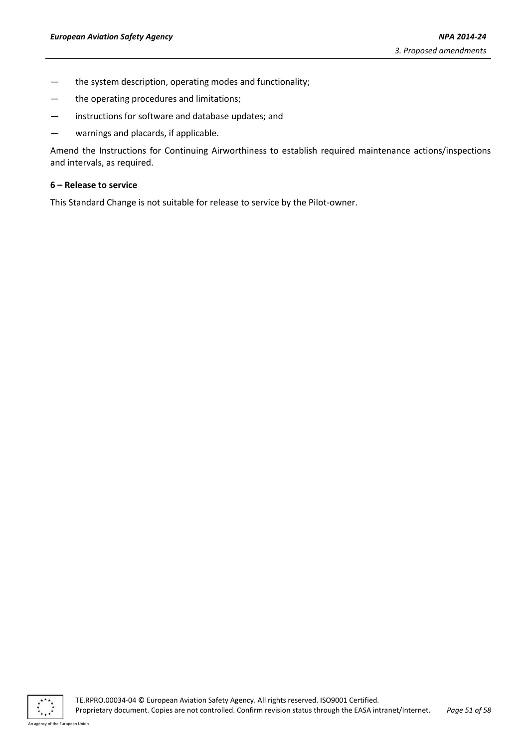— the system description, operating modes and functionality;

— the operating procedures and limitations;

— instructions for software and database updates; and

— warnings and placards, if applicable.

Amend the Instructions for Continuing Airworthiness to establish required maintenance actions/inspections and intervals, as required.

**6 – Release to service**

This Standard Change is not suitable for release to service by the Pilot-owner.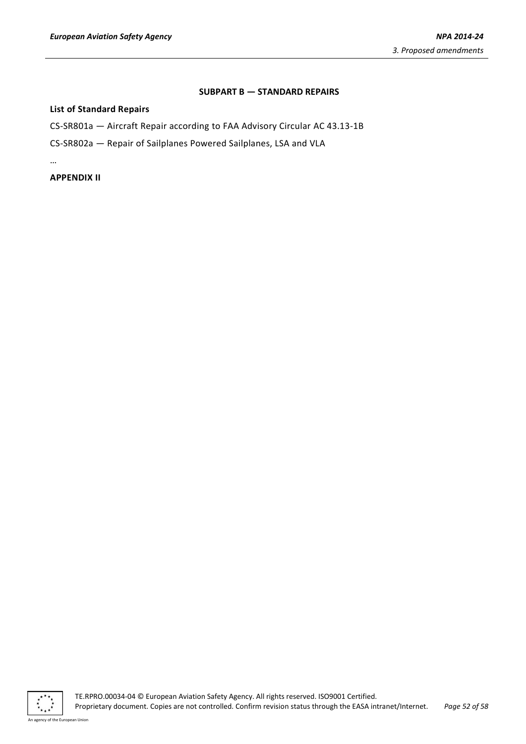**SUBPART B — STANDARD REPAIRS**

**List of Standard Repairs**

CS-SR801a — Aircraft Repair according to FAA Advisory Circular AC 43.13-1B

CS-SR802a — Repair of Sailplanes Powered Sailplanes, LSA and VLA

…

**APPENDIX II**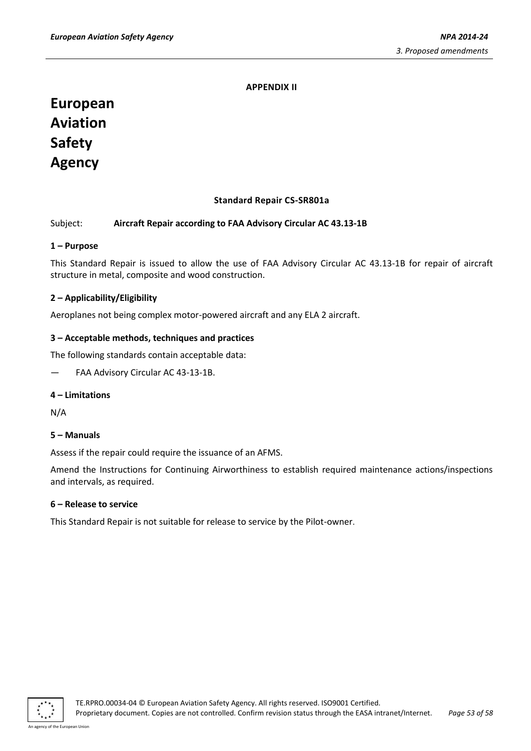**APPENDIX II**

# European Aviation Safety Agency

**Standard Repair CS-SR801a**

Subject: **Aircraft Repair according to FAA Advisory Circular AC 43.13-1B**

**1 – Purpose**

This Standard Repair is issued to allow the use of FAA Advisory Circular AC 43.13-1B for repair of aircraft structure in metal, composite and wood construction.

**2 – Applicability/Eligibility**

Aeroplanes not being complex motor-powered aircraft and any ELA 2 aircraft.

**3 – Acceptable methods, techniques and practices**

The following standards contain acceptable data:

— FAA Advisory Circular AC 43-13-1B.

**4 – Limitations**

N/A

**5 – Manuals**

Assess if the repair could require the issuance of an AFMS.

Amend the Instructions for Continuing Airworthiness to establish required maintenance actions/inspections and intervals, as required.

**6 – Release to service**

This Standard Repair is not suitable for release to service by the Pilot-owner.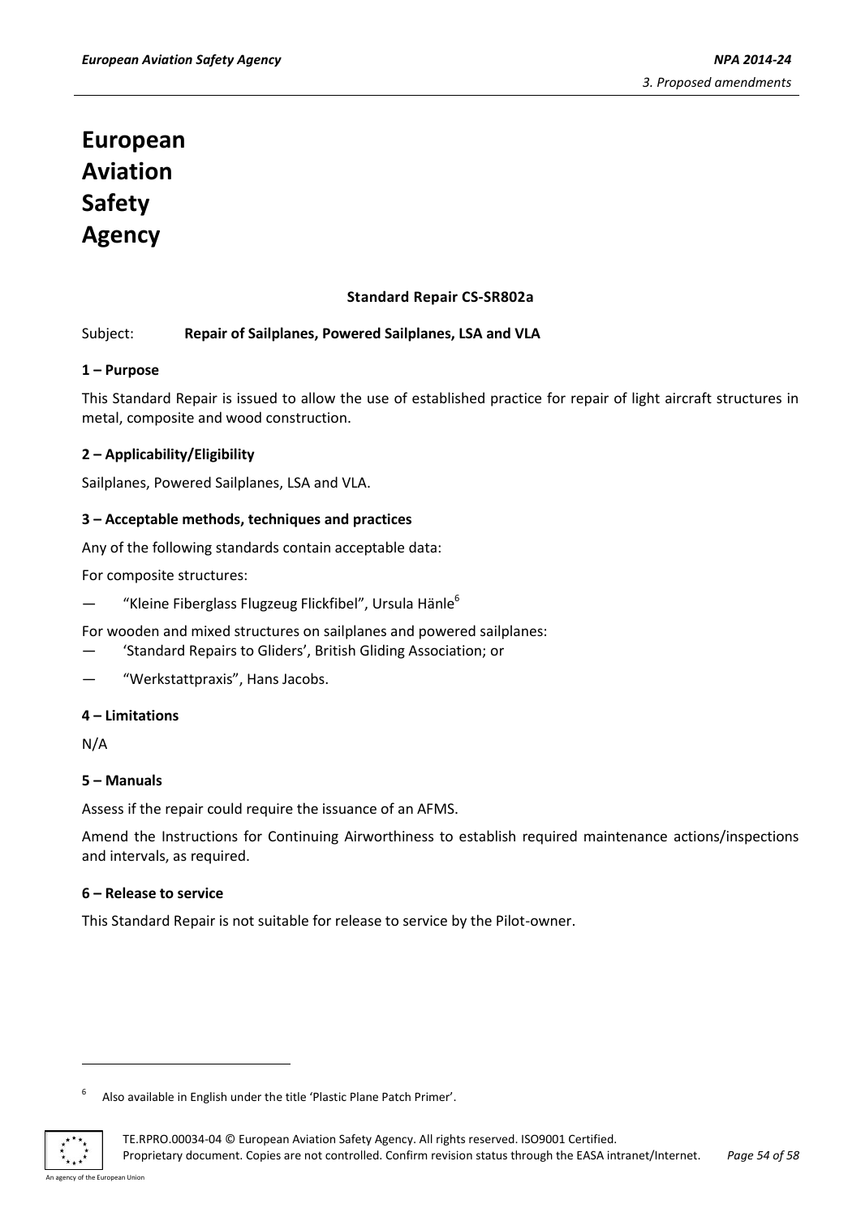# European Aviation Safety Agency

**Standard Repair CS-SR802a**

Subject: **Repair of Sailplanes, Powered Sailplanes, LSA and VLA**

**1 – Purpose**

This Standard Repair is issued to allow the use of established practice for repair of light aircraft structures in metal, composite and wood construction.

**2 – Applicability/Eligibility**

Sailplanes, Powered Sailplanes, LSA and VLA.

**3 – Acceptable methods, techniques and practices**

Any of the following standards contain acceptable data:

For composite structures:

— "Kleine Fiberglass Flugzeug Flickfibel", Ursula Hänle[6]

For wooden and mixed structures on sailplanes and powered sailplanes:

— 'Standard Repairs to Gliders', British Gliding Association; or

— "Werkstattpraxis", Hans Jacobs.

**4 – Limitations**

N/A

**5 – Manuals**

Assess if the repair could require the issuance of an AFMS.

Amend the Instructions for Continuing Airworthiness to establish required maintenance actions/inspections and intervals, as required.

**6 – Release to service**

This Standard Repair is not suitable for release to service by the Pilot-owner.

---

[6] Also available in English under the title 'Plastic Plane Patch Primer'.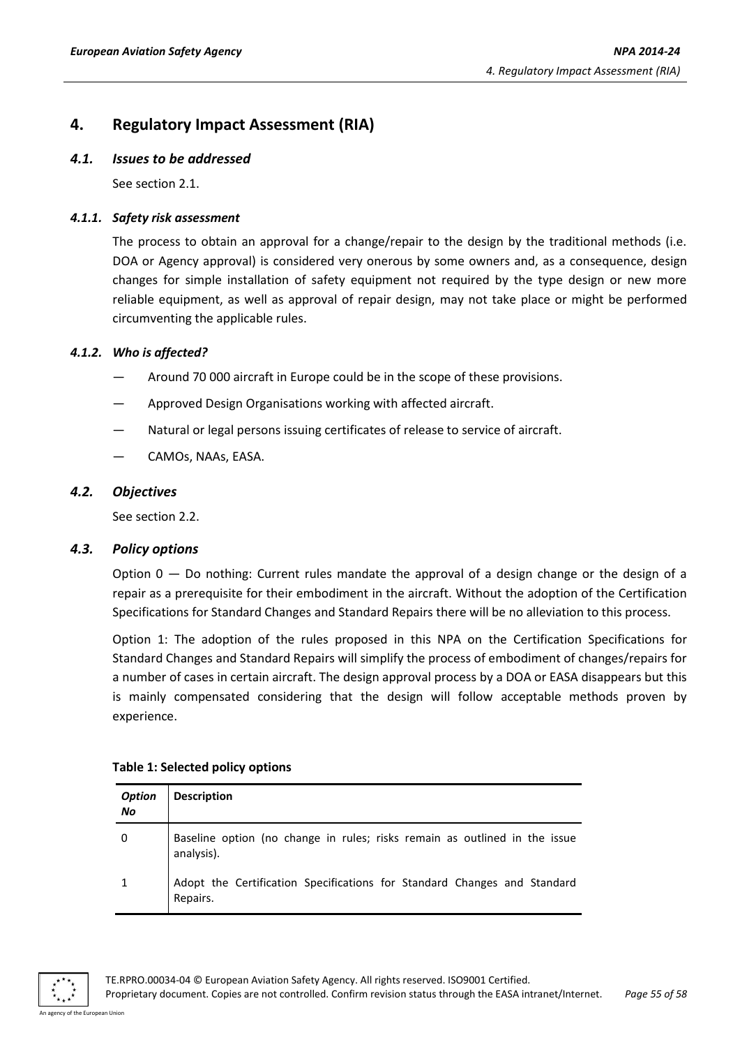# 4. Regulatory Impact Assessment (RIA)

## 4.1. Issues to be addressed

See section 2.1.

### 4.1.1. Safety risk assessment

The process to obtain an approval for a change/repair to the design by the traditional methods (i.e. DOA or Agency approval) is considered very onerous by some owners and, as a consequence, design changes for simple installation of safety equipment not required by the type design or new more reliable equipment, as well as approval of repair design, may not take place or might be performed circumventing the applicable rules.

### 4.1.2. Who is affected?

— Around 70 000 aircraft in Europe could be in the scope of these provisions.

— Approved Design Organisations working with affected aircraft.

— Natural or legal persons issuing certificates of release to service of aircraft.

— CAMOs, NAAs, EASA.

## 4.2. Objectives

See section 2.2.

## 4.3. Policy options

Option 0 — Do nothing: Current rules mandate the approval of a design change or the design of a repair as a prerequisite for their embodiment in the aircraft. Without the adoption of the Certification Specifications for Standard Changes and Standard Repairs there will be no alleviation to this process.

Option 1: The adoption of the rules proposed in this NPA on the Certification Specifications for Standard Changes and Standard Repairs will simplify the process of embodiment of changes/repairs for a number of cases in certain aircraft. The design approval process by a DOA or EASA disappears but this is mainly compensated considering that the design will follow acceptable methods proven by experience.

**Table 1: Selected policy options**

| *Option No* | **Description** |
|---|---|
| 0 | Baseline option (no change in rules; risks remain as outlined in the issue analysis). |
| 1 | Adopt the Certification Specifications for Standard Changes and Standard Repairs. |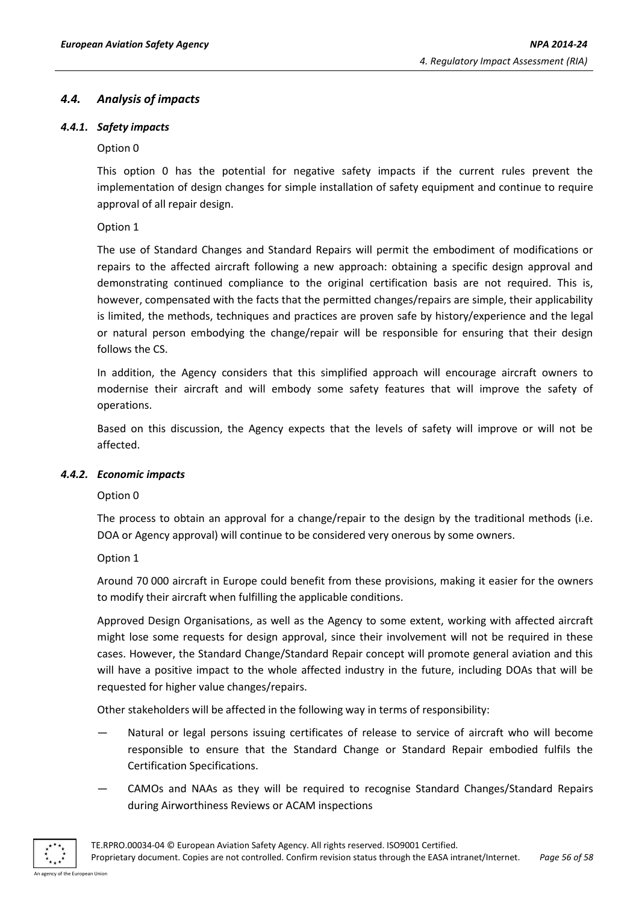### *4.4. Analysis of impacts*

#### *4.4.1. Safety impacts*

Option 0

This option 0 has the potential for negative safety impacts if the current rules prevent the implementation of design changes for simple installation of safety equipment and continue to require approval of all repair design.

Option 1

The use of Standard Changes and Standard Repairs will permit the embodiment of modifications or repairs to the affected aircraft following a new approach: obtaining a specific design approval and demonstrating continued compliance to the original certification basis are not required. This is, however, compensated with the facts that the permitted changes/repairs are simple, their applicability is limited, the methods, techniques and practices are proven safe by history/experience and the legal or natural person embodying the change/repair will be responsible for ensuring that their design follows the CS.

In addition, the Agency considers that this simplified approach will encourage aircraft owners to modernise their aircraft and will embody some safety features that will improve the safety of operations.

Based on this discussion, the Agency expects that the levels of safety will improve or will not be affected.

#### *4.4.2. Economic impacts*

Option 0

The process to obtain an approval for a change/repair to the design by the traditional methods (i.e. DOA or Agency approval) will continue to be considered very onerous by some owners.

Option 1

Around 70 000 aircraft in Europe could benefit from these provisions, making it easier for the owners to modify their aircraft when fulfilling the applicable conditions.

Approved Design Organisations, as well as the Agency to some extent, working with affected aircraft might lose some requests for design approval, since their involvement will not be required in these cases. However, the Standard Change/Standard Repair concept will promote general aviation and this will have a positive impact to the whole affected industry in the future, including DOAs that will be requested for higher value changes/repairs.

Other stakeholders will be affected in the following way in terms of responsibility:

— Natural or legal persons issuing certificates of release to service of aircraft who will become responsible to ensure that the Standard Change or Standard Repair embodied fulfils the Certification Specifications.

— CAMOs and NAAs as they will be required to recognise Standard Changes/Standard Repairs during Airworthiness Reviews or ACAM inspections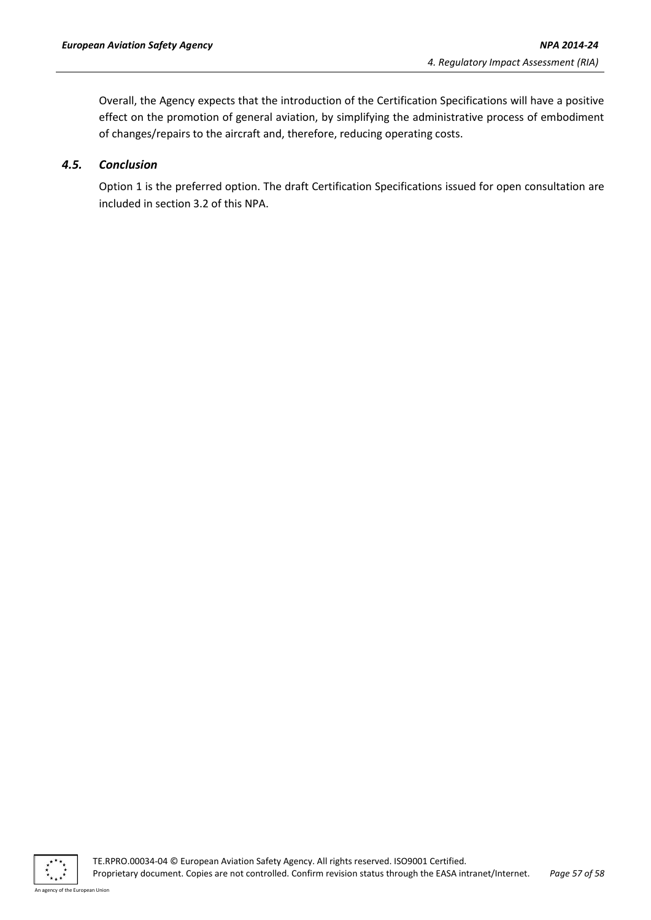Overall, the Agency expects that the introduction of the Certification Specifications will have a positive effect on the promotion of general aviation, by simplifying the administrative process of embodiment of changes/repairs to the aircraft and, therefore, reducing operating costs.

### *4.5. Conclusion*

Option 1 is the preferred option. The draft Certification Specifications issued for open consultation are included in section 3.2 of this NPA.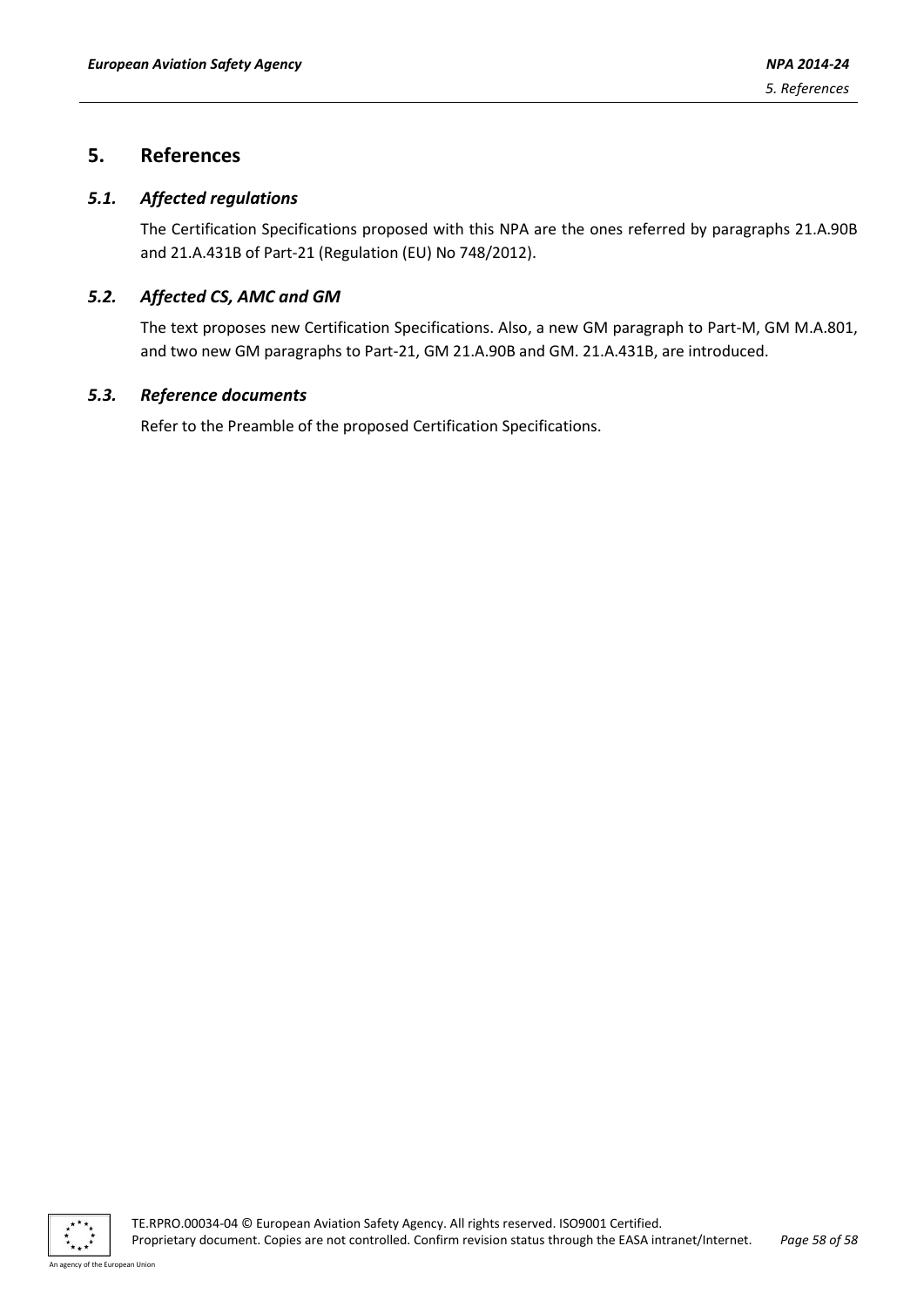# 5. References

## *5.1. Affected regulations*

The Certification Specifications proposed with this NPA are the ones referred by paragraphs 21.A.90B and 21.A.431B of Part-21 (Regulation (EU) No 748/2012).

## *5.2. Affected CS, AMC and GM*

The text proposes new Certification Specifications. Also, a new GM paragraph to Part-M, GM M.A.801, and two new GM paragraphs to Part-21, GM 21.A.90B and GM. 21.A.431B, are introduced.

## *5.3. Reference documents*

Refer to the Preamble of the proposed Certification Specifications.